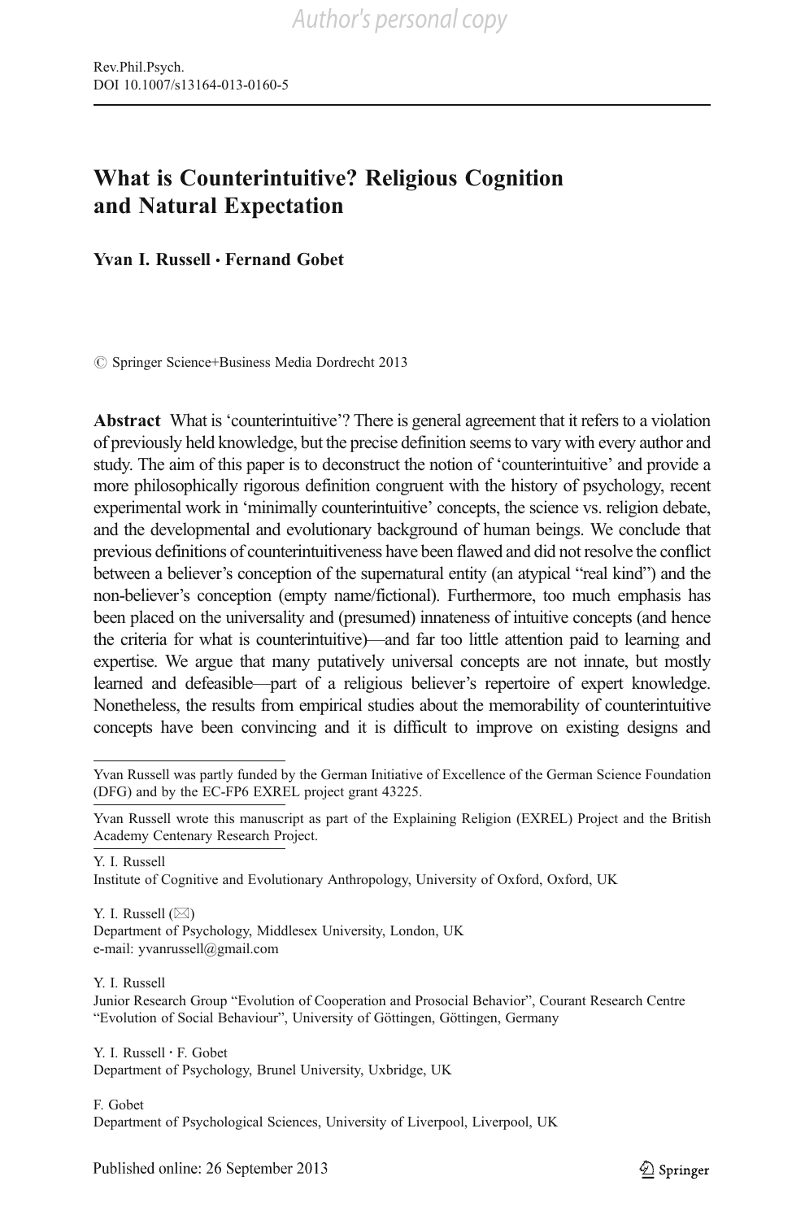# What is Counterintuitive? Religious Cognition and Natural Expectation

**Yvan I. Russell · Fernand Gobet**

© Springer Science+Business Media Dordrecht 2013

**Abstract** What is 'counterintuitive'? There is general agreement that it refers to a violation of previously held knowledge, but the precise definition seems to vary with every author and study. The aim of this paper is to deconstruct the notion of 'counterintuitive' and provide a more philosophically rigorous definition congruent with the history of psychology, recent experimental work in 'minimally counterintuitive' concepts, the science vs. religion debate, and the developmental and evolutionary background of human beings. We conclude that previous definitions of counterintuitiveness have been flawed and did not resolve the conflict between a believer's conception of the supernatural entity (an atypical "real kind") and the non-believer's conception (empty name/fictional). Furthermore, too much emphasis has been placed on the universality and (presumed) innateness of intuitive concepts (and hence the criteria for what is counterintuitive)—and far too little attention paid to learning and expertise. We argue that many putatively universal concepts are not innate, but mostly learned and defeasible—part of a religious believer's repertoire of expert knowledge. Nonetheless, the results from empirical studies about the memorability of counterintuitive concepts have been convincing and it is difficult to improve on existing designs and

---

Yvan Russell was partly funded by the German Initiative of Excellence of the German Science Foundation (DFG) and by the EC-FP6 EXREL project grant 43225.

Yvan Russell wrote this manuscript as part of the Explaining Religion (EXREL) Project and the British Academy Centenary Research Project.

Y. I. Russell
Institute of Cognitive and Evolutionary Anthropology, University of Oxford, Oxford, UK

Y. I. Russell (✉)
Department of Psychology, Middlesex University, London, UK
e-mail: yvanrussell@gmail.com

Y. I. Russell
Junior Research Group "Evolution of Cooperation and Prosocial Behavior", Courant Research Centre "Evolution of Social Behaviour", University of Göttingen, Göttingen, Germany

Y. I. Russell · F. Gobet
Department of Psychology, Brunel University, Uxbridge, UK

F. Gobet
Department of Psychological Sciences, University of Liverpool, Liverpool, UK

Published online: 26 September 2013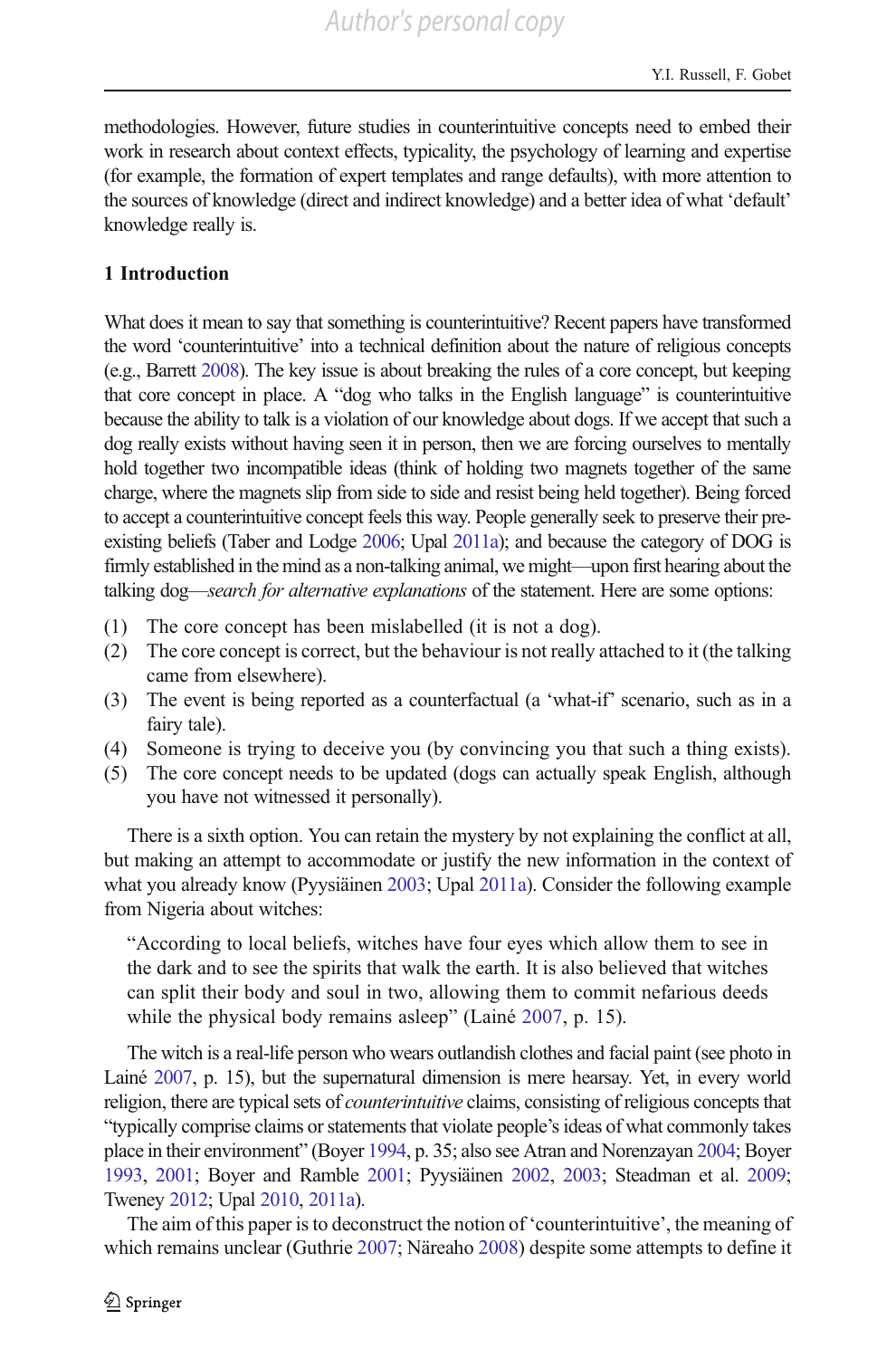methodologies. However, future studies in counterintuitive concepts need to embed their work in research about context effects, typicality, the psychology of learning and expertise (for example, the formation of expert templates and range defaults), with more attention to the sources of knowledge (direct and indirect knowledge) and a better idea of what 'default' knowledge really is.

## 1 Introduction

What does it mean to say that something is counterintuitive? Recent papers have transformed the word 'counterintuitive' into a technical definition about the nature of religious concepts (e.g., Barrett 2008). The key issue is about breaking the rules of a core concept, but keeping that core concept in place. A "dog who talks in the English language" is counterintuitive because the ability to talk is a violation of our knowledge about dogs. If we accept that such a dog really exists without having seen it in person, then we are forcing ourselves to mentally hold together two incompatible ideas (think of holding two magnets together of the same charge, where the magnets slip from side to side and resist being held together). Being forced to accept a counterintuitive concept feels this way. People generally seek to preserve their pre-existing beliefs (Taber and Lodge 2006; Upal 2011a); and because the category of DOG is firmly established in the mind as a non-talking animal, we might—upon first hearing about the talking dog—*search for alternative explanations* of the statement. Here are some options:

(1) The core concept has been mislabelled (it is not a dog).
(2) The core concept is correct, but the behaviour is not really attached to it (the talking came from elsewhere).
(3) The event is being reported as a counterfactual (a 'what-if' scenario, such as in a fairy tale).
(4) Someone is trying to deceive you (by convincing you that such a thing exists).
(5) The core concept needs to be updated (dogs can actually speak English, although you have not witnessed it personally).

There is a sixth option. You can retain the mystery by not explaining the conflict at all, but making an attempt to accommodate or justify the new information in the context of what you already know (Pyysiäinen 2003; Upal 2011a). Consider the following example from Nigeria about witches:

> "According to local beliefs, witches have four eyes which allow them to see in the dark and to see the spirits that walk the earth. It is also believed that witches can split their body and soul in two, allowing them to commit nefarious deeds while the physical body remains asleep" (Lainé 2007, p. 15).

The witch is a real-life person who wears outlandish clothes and facial paint (see photo in Lainé 2007, p. 15), but the supernatural dimension is mere hearsay. Yet, in every world religion, there are typical sets of *counterintuitive* claims, consisting of religious concepts that "typically comprise claims or statements that violate people's ideas of what commonly takes place in their environment" (Boyer 1994, p. 35; also see Atran and Norenzayan 2004; Boyer 1993, 2001; Boyer and Ramble 2001; Pyysiäinen 2002, 2003; Steadman et al. 2009; Tweney 2012; Upal 2010, 2011a).

The aim of this paper is to deconstruct the notion of 'counterintuitive', the meaning of which remains unclear (Guthrie 2007; Näreaho 2008) despite some attempts to define it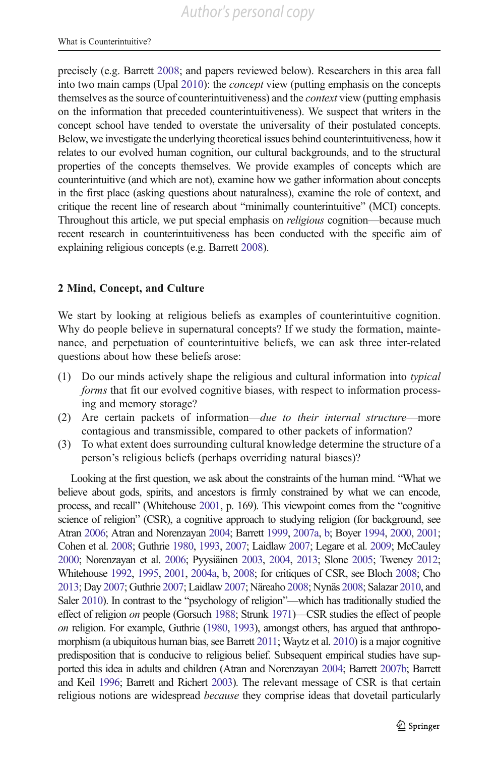precisely (e.g. Barrett 2008; and papers reviewed below). Researchers in this area fall into two main camps (Upal 2010): the *concept* view (putting emphasis on the concepts themselves as the source of counterintuitiveness) and the *context* view (putting emphasis on the information that preceded counterintuitiveness). We suspect that writers in the concept school have tended to overstate the universality of their postulated concepts. Below, we investigate the underlying theoretical issues behind counterintuitiveness, how it relates to our evolved human cognition, our cultural backgrounds, and to the structural properties of the concepts themselves. We provide examples of concepts which are counterintuitive (and which are not), examine how we gather information about concepts in the first place (asking questions about naturalness), examine the role of context, and critique the recent line of research about "minimally counterintuitive" (MCI) concepts. Throughout this article, we put special emphasis on *religious* cognition—because much recent research in counterintuitiveness has been conducted with the specific aim of explaining religious concepts (e.g. Barrett 2008).

## 2 Mind, Concept, and Culture

We start by looking at religious beliefs as examples of counterintuitive cognition. Why do people believe in supernatural concepts? If we study the formation, maintenance, and perpetuation of counterintuitive beliefs, we can ask three inter-related questions about how these beliefs arose:

(1) Do our minds actively shape the religious and cultural information into *typical forms* that fit our evolved cognitive biases, with respect to information processing and memory storage?
(2) Are certain packets of information—*due to their internal structure*—more contagious and transmissible, compared to other packets of information?
(3) To what extent does surrounding cultural knowledge determine the structure of a person's religious beliefs (perhaps overriding natural biases)?

Looking at the first question, we ask about the constraints of the human mind. "What we believe about gods, spirits, and ancestors is firmly constrained by what we can encode, process, and recall" (Whitehouse 2001, p. 169). This viewpoint comes from the "cognitive science of religion" (CSR), a cognitive approach to studying religion (for background, see Atran 2006; Atran and Norenzayan 2004; Barrett 1999, 2007a, b; Boyer 1994, 2000, 2001; Cohen et al. 2008; Guthrie 1980, 1993, 2007; Laidlaw 2007; Legare et al. 2009; McCauley 2000; Norenzayan et al. 2006; Pyysiäinen 2003, 2004, 2013; Slone 2005; Tweney 2012; Whitehouse 1992, 1995, 2001, 2004a, b, 2008; for critiques of CSR, see Bloch 2008; Cho 2013; Day 2007; Guthrie 2007; Laidlaw 2007; Näreaho 2008; Nynäs 2008; Salazar 2010, and Saler 2010). In contrast to the "psychology of religion"—which has traditionally studied the effect of religion *on* people (Gorsuch 1988; Strunk 1971)—CSR studies the effect of people *on* religion. For example, Guthrie (1980, 1993), amongst others, has argued that anthropomorphism (a ubiquitous human bias, see Barrett 2011; Waytz et al. 2010) is a major cognitive predisposition that is conducive to religious belief. Subsequent empirical studies have supported this idea in adults and children (Atran and Norenzayan 2004; Barrett 2007b; Barrett and Keil 1996; Barrett and Richert 2003). The relevant message of CSR is that certain religious notions are widespread *because* they comprise ideas that dovetail particularly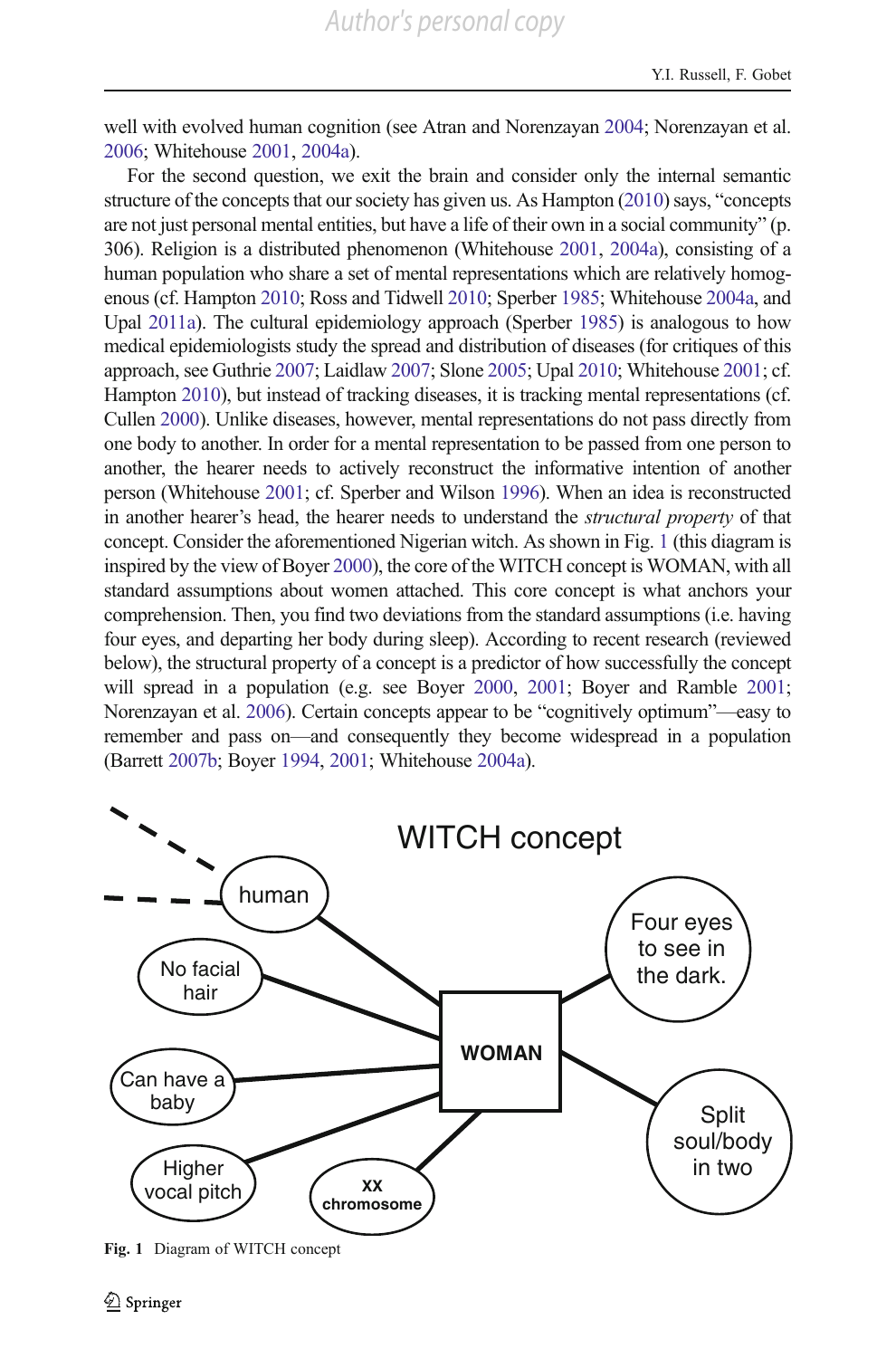well with evolved human cognition (see Atran and Norenzayan 2004; Norenzayan et al. 2006; Whitehouse 2001, 2004a).

For the second question, we exit the brain and consider only the internal semantic structure of the concepts that our society has given us. As Hampton (2010) says, "concepts are not just personal mental entities, but have a life of their own in a social community" (p. 306). Religion is a distributed phenomenon (Whitehouse 2001, 2004a), consisting of a human population who share a set of mental representations which are relatively homogenous (cf. Hampton 2010; Ross and Tidwell 2010; Sperber 1985; Whitehouse 2004a, and Upal 2011a). The cultural epidemiology approach (Sperber 1985) is analogous to how medical epidemiologists study the spread and distribution of diseases (for critiques of this approach, see Guthrie 2007; Laidlaw 2007; Slone 2005; Upal 2010; Whitehouse 2001; cf. Hampton 2010), but instead of tracking diseases, it is tracking mental representations (cf. Cullen 2000). Unlike diseases, however, mental representations do not pass directly from one body to another. In order for a mental representation to be passed from one person to another, the hearer needs to actively reconstruct the informative intention of another person (Whitehouse 2001; cf. Sperber and Wilson 1996). When an idea is reconstructed in another hearer's head, the hearer needs to understand the *structural property* of that concept. Consider the aforementioned Nigerian witch. As shown in Fig. 1 (this diagram is inspired by the view of Boyer 2000), the core of the WITCH concept is WOMAN, with all standard assumptions about women attached. This core concept is what anchors your comprehension. Then, you find two deviations from the standard assumptions (i.e. having four eyes, and departing her body during sleep). According to recent research (reviewed below), the structural property of a concept is a predictor of how successfully the concept will spread in a population (e.g. see Boyer 2000, 2001; Boyer and Ramble 2001; Norenzayan et al. 2006). Certain concepts appear to be "cognitively optimum"—easy to remember and pass on—and consequently they become widespread in a population (Barrett 2007b; Boyer 1994, 2001; Whitehouse 2004a).

**Fig. 1** Diagram of WITCH concept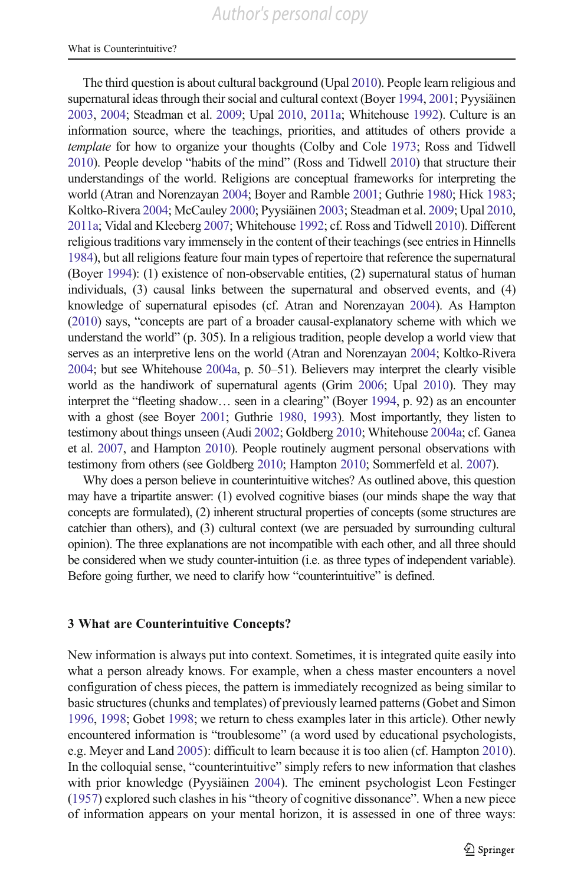The third question is about cultural background (Upal 2010). People learn religious and supernatural ideas through their social and cultural context (Boyer 1994, 2001; Pyysiäinen 2003, 2004; Steadman et al. 2009; Upal 2010, 2011a; Whitehouse 1992). Culture is an information source, where the teachings, priorities, and attitudes of others provide a *template* for how to organize your thoughts (Colby and Cole 1973; Ross and Tidwell 2010). People develop "habits of the mind" (Ross and Tidwell 2010) that structure their understandings of the world. Religions are conceptual frameworks for interpreting the world (Atran and Norenzayan 2004; Boyer and Ramble 2001; Guthrie 1980; Hick 1983; Koltko-Rivera 2004; McCauley 2000; Pyysiäinen 2003; Steadman et al. 2009; Upal 2010, 2011a; Vidal and Kleeberg 2007; Whitehouse 1992; cf. Ross and Tidwell 2010). Different religious traditions vary immensely in the content of their teachings (see entries in Hinnells 1984), but all religions feature four main types of repertoire that reference the supernatural (Boyer 1994): (1) existence of non-observable entities, (2) supernatural status of human individuals, (3) causal links between the supernatural and observed events, and (4) knowledge of supernatural episodes (cf. Atran and Norenzayan 2004). As Hampton (2010) says, "concepts are part of a broader causal-explanatory scheme with which we understand the world" (p. 305). In a religious tradition, people develop a world view that serves as an interpretive lens on the world (Atran and Norenzayan 2004; Koltko-Rivera 2004; but see Whitehouse 2004a, p. 50–51). Believers may interpret the clearly visible world as the handiwork of supernatural agents (Grim 2006; Upal 2010). They may interpret the "fleeting shadow… seen in a clearing" (Boyer 1994, p. 92) as an encounter with a ghost (see Boyer 2001; Guthrie 1980, 1993). Most importantly, they listen to testimony about things unseen (Audi 2002; Goldberg 2010; Whitehouse 2004a; cf. Ganea et al. 2007, and Hampton 2010). People routinely augment personal observations with testimony from others (see Goldberg 2010; Hampton 2010; Sommerfeld et al. 2007).

Why does a person believe in counterintuitive witches? As outlined above, this question may have a tripartite answer: (1) evolved cognitive biases (our minds shape the way that concepts are formulated), (2) inherent structural properties of concepts (some structures are catchier than others), and (3) cultural context (we are persuaded by surrounding cultural opinion). The three explanations are not incompatible with each other, and all three should be considered when we study counter-intuition (i.e. as three types of independent variable). Before going further, we need to clarify how "counterintuitive" is defined.

## 3 What are Counterintuitive Concepts?

New information is always put into context. Sometimes, it is integrated quite easily into what a person already knows. For example, when a chess master encounters a novel configuration of chess pieces, the pattern is immediately recognized as being similar to basic structures (chunks and templates) of previously learned patterns (Gobet and Simon 1996, 1998; Gobet 1998; we return to chess examples later in this article). Other newly encountered information is "troublesome" (a word used by educational psychologists, e.g. Meyer and Land 2005): difficult to learn because it is too alien (cf. Hampton 2010). In the colloquial sense, "counterintuitive" simply refers to new information that clashes with prior knowledge (Pyysiäinen 2004). The eminent psychologist Leon Festinger (1957) explored such clashes in his "theory of cognitive dissonance". When a new piece of information appears on your mental horizon, it is assessed in one of three ways: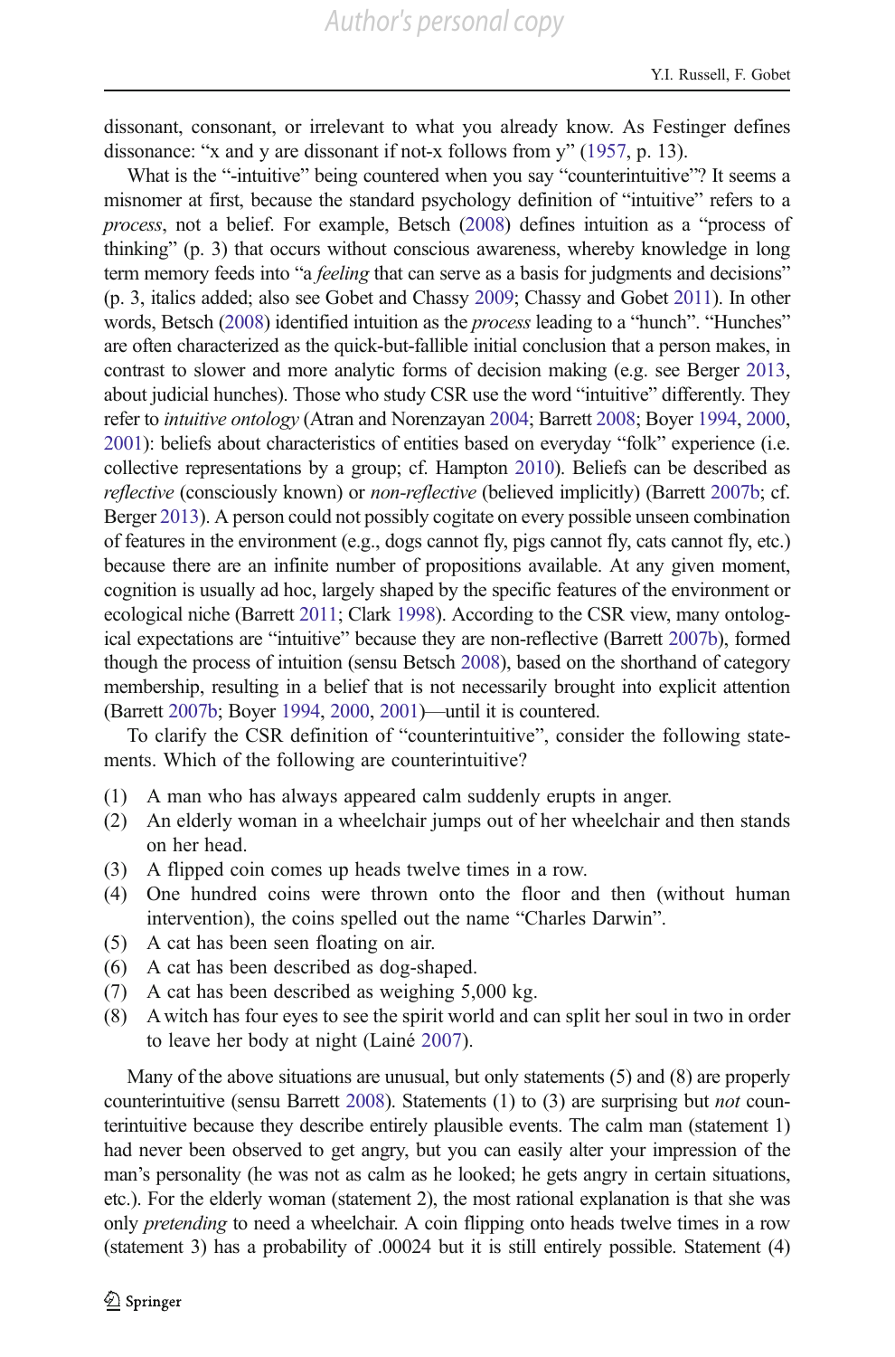dissonant, consonant, or irrelevant to what you already know. As Festinger defines dissonance: "x and y are dissonant if not-x follows from y" (1957, p. 13).

What is the "-intuitive" being countered when you say "counterintuitive"? It seems a misnomer at first, because the standard psychology definition of "intuitive" refers to a *process*, not a belief. For example, Betsch (2008) defines intuition as a "process of thinking" (p. 3) that occurs without conscious awareness, whereby knowledge in long term memory feeds into "a *feeling* that can serve as a basis for judgments and decisions" (p. 3, italics added; also see Gobet and Chassy 2009; Chassy and Gobet 2011). In other words, Betsch (2008) identified intuition as the *process* leading to a "hunch". "Hunches" are often characterized as the quick-but-fallible initial conclusion that a person makes, in contrast to slower and more analytic forms of decision making (e.g. see Berger 2013, about judicial hunches). Those who study CSR use the word "intuitive" differently. They refer to *intuitive ontology* (Atran and Norenzayan 2004; Barrett 2008; Boyer 1994, 2000, 2001): beliefs about characteristics of entities based on everyday "folk" experience (i.e. collective representations by a group; cf. Hampton 2010). Beliefs can be described as *reflective* (consciously known) or *non-reflective* (believed implicitly) (Barrett 2007b; cf. Berger 2013). A person could not possibly cogitate on every possible unseen combination of features in the environment (e.g., dogs cannot fly, pigs cannot fly, cats cannot fly, etc.) because there are an infinite number of propositions available. At any given moment, cognition is usually ad hoc, largely shaped by the specific features of the environment or ecological niche (Barrett 2011; Clark 1998). According to the CSR view, many ontological expectations are "intuitive" because they are non-reflective (Barrett 2007b), formed though the process of intuition (sensu Betsch 2008), based on the shorthand of category membership, resulting in a belief that is not necessarily brought into explicit attention (Barrett 2007b; Boyer 1994, 2000, 2001)—until it is countered.

To clarify the CSR definition of "counterintuitive", consider the following statements. Which of the following are counterintuitive?

(1) A man who has always appeared calm suddenly erupts in anger.
(2) An elderly woman in a wheelchair jumps out of her wheelchair and then stands on her head.
(3) A flipped coin comes up heads twelve times in a row.
(4) One hundred coins were thrown onto the floor and then (without human intervention), the coins spelled out the name "Charles Darwin".
(5) A cat has been seen floating on air.
(6) A cat has been described as dog-shaped.
(7) A cat has been described as weighing 5,000 kg.
(8) A witch has four eyes to see the spirit world and can split her soul in two in order to leave her body at night (Lainé 2007).

Many of the above situations are unusual, but only statements (5) and (8) are properly counterintuitive (sensu Barrett 2008). Statements (1) to (3) are surprising but *not* counterintuitive because they describe entirely plausible events. The calm man (statement 1) had never been observed to get angry, but you can easily alter your impression of the man's personality (he was not as calm as he looked; he gets angry in certain situations, etc.). For the elderly woman (statement 2), the most rational explanation is that she was only *pretending* to need a wheelchair. A coin flipping onto heads twelve times in a row (statement 3) has a probability of .00024 but it is still entirely possible. Statement (4)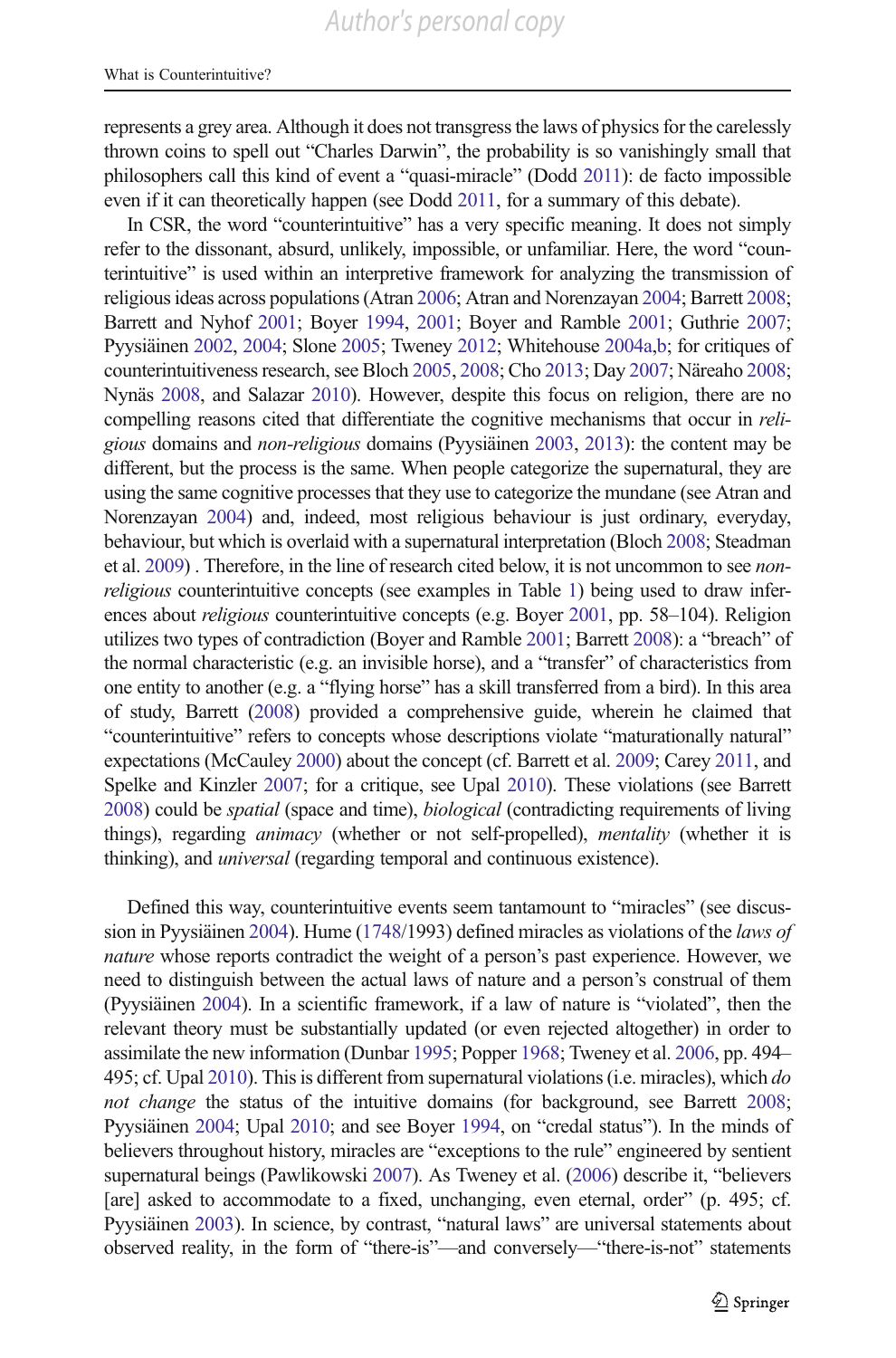represents a grey area. Although it does not transgress the laws of physics for the carelessly thrown coins to spell out "Charles Darwin", the probability is so vanishingly small that philosophers call this kind of event a "quasi-miracle" (Dodd 2011): de facto impossible even if it can theoretically happen (see Dodd 2011, for a summary of this debate).

In CSR, the word "counterintuitive" has a very specific meaning. It does not simply refer to the dissonant, absurd, unlikely, impossible, or unfamiliar. Here, the word "counterintuitive" is used within an interpretive framework for analyzing the transmission of religious ideas across populations (Atran 2006; Atran and Norenzayan 2004; Barrett 2008; Barrett and Nyhof 2001; Boyer 1994, 2001; Boyer and Ramble 2001; Guthrie 2007; Pyysiäinen 2002, 2004; Slone 2005; Tweney 2012; Whitehouse 2004a,b; for critiques of counterintuitiveness research, see Bloch 2005, 2008; Cho 2013; Day 2007; Näreaho 2008; Nynäs 2008, and Salazar 2010). However, despite this focus on religion, there are no compelling reasons cited that differentiate the cognitive mechanisms that occur in *religious* domains and *non-religious* domains (Pyysiäinen 2003, 2013): the content may be different, but the process is the same. When people categorize the supernatural, they are using the same cognitive processes that they use to categorize the mundane (see Atran and Norenzayan 2004) and, indeed, most religious behaviour is just ordinary, everyday, behaviour, but which is overlaid with a supernatural interpretation (Bloch 2008; Steadman et al. 2009) . Therefore, in the line of research cited below, it is not uncommon to see *non-religious* counterintuitive concepts (see examples in Table 1) being used to draw inferences about *religious* counterintuitive concepts (e.g. Boyer 2001, pp. 58–104). Religion utilizes two types of contradiction (Boyer and Ramble 2001; Barrett 2008): a "breach" of the normal characteristic (e.g. an invisible horse), and a "transfer" of characteristics from one entity to another (e.g. a "flying horse" has a skill transferred from a bird). In this area of study, Barrett (2008) provided a comprehensive guide, wherein he claimed that "counterintuitive" refers to concepts whose descriptions violate "maturationally natural" expectations (McCauley 2000) about the concept (cf. Barrett et al. 2009; Carey 2011, and Spelke and Kinzler 2007; for a critique, see Upal 2010). These violations (see Barrett 2008) could be *spatial* (space and time), *biological* (contradicting requirements of living things), regarding *animacy* (whether or not self-propelled), *mentality* (whether it is thinking), and *universal* (regarding temporal and continuous existence).

Defined this way, counterintuitive events seem tantamount to "miracles" (see discussion in Pyysiäinen 2004). Hume (1748/1993) defined miracles as violations of the *laws of nature* whose reports contradict the weight of a person's past experience. However, we need to distinguish between the actual laws of nature and a person's construal of them (Pyysiäinen 2004). In a scientific framework, if a law of nature is "violated", then the relevant theory must be substantially updated (or even rejected altogether) in order to assimilate the new information (Dunbar 1995; Popper 1968; Tweney et al. 2006, pp. 494–495; cf. Upal 2010). This is different from supernatural violations (i.e. miracles), which *do not change* the status of the intuitive domains (for background, see Barrett 2008; Pyysiäinen 2004; Upal 2010; and see Boyer 1994, on "credal status"). In the minds of believers throughout history, miracles are "exceptions to the rule" engineered by sentient supernatural beings (Pawlikowski 2007). As Tweney et al. (2006) describe it, "believers [are] asked to accommodate to a fixed, unchanging, even eternal, order" (p. 495; cf. Pyysiäinen 2003). In science, by contrast, "natural laws" are universal statements about observed reality, in the form of "there-is"—and conversely—"there-is-not" statements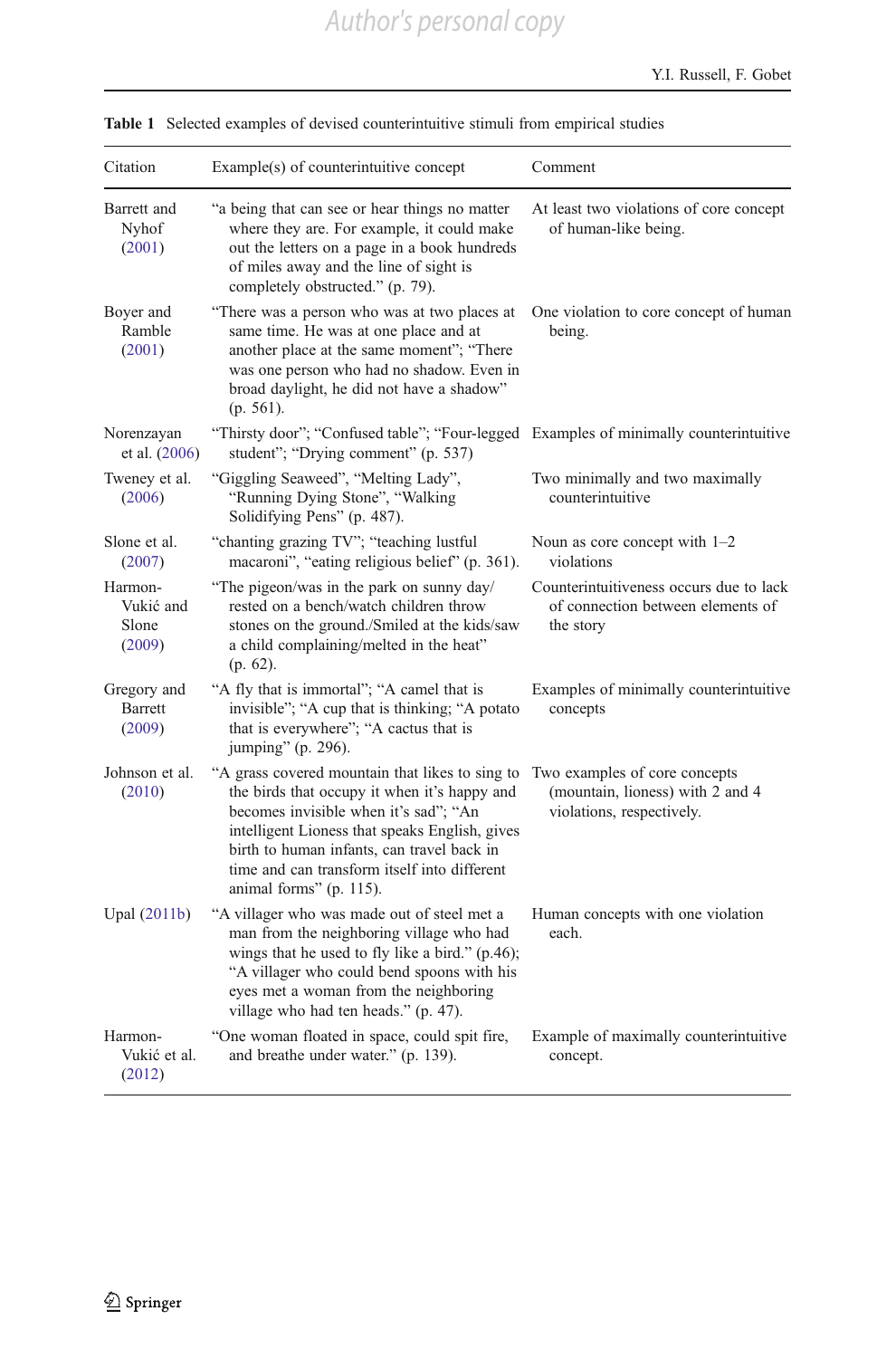**Table 1** Selected examples of devised counterintuitive stimuli from empirical studies

| Citation | Example(s) of counterintuitive concept | Comment |
|---|---|---|
| Barrett and Nyhof (2001) | "a being that can see or hear things no matter where they are. For example, it could make out the letters on a page in a book hundreds of miles away and the line of sight is completely obstructed." (p. 79). | At least two violations of core concept of human-like being. |
| Boyer and Ramble (2001) | "There was a person who was at two places at same time. He was at one place and at another place at the same moment"; "There was one person who had no shadow. Even in broad daylight, he did not have a shadow" (p. 561). | One violation to core concept of human being. |
| Norenzayan et al. (2006) | "Thirsty door"; "Confused table"; "Four-legged student"; "Drying comment" (p. 537) | Examples of minimally counterintuitive |
| Tweney et al. (2006) | "Giggling Seaweed", "Melting Lady", "Running Dying Stone", "Walking Solidifying Pens" (p. 487). | Two minimally and two maximally counterintuitive |
| Slone et al. (2007) | "chanting grazing TV"; "teaching lustful macaroni", "eating religious belief" (p. 361). | Noun as core concept with 1–2 violations |
| Harmon-Vukić and Slone (2009) | "The pigeon/was in the park on sunny day/ rested on a bench/watch children throw stones on the ground./Smiled at the kids/saw a child complaining/melted in the heat" (p. 62). | Counterintuitiveness occurs due to lack of connection between elements of the story |
| Gregory and Barrett (2009) | "A fly that is immortal"; "A camel that is invisible"; "A cup that is thinking; "A potato that is everywhere"; "A cactus that is jumping" (p. 296). | Examples of minimally counterintuitive concepts |
| Johnson et al. (2010) | "A grass covered mountain that likes to sing to the birds that occupy it when it's happy and becomes invisible when it's sad"; "An intelligent Lioness that speaks English, gives birth to human infants, can travel back in time and can transform itself into different animal forms" (p. 115). | Two examples of core concepts (mountain, lioness) with 2 and 4 violations, respectively. |
| Upal (2011b) | "A villager who was made out of steel met a man from the neighboring village who had wings that he used to fly like a bird." (p.46); "A villager who could bend spoons with his eyes met a woman from the neighboring village who had ten heads." (p. 47). | Human concepts with one violation each. |
| Harmon-Vukić et al. (2012) | "One woman floated in space, could spit fire, and breathe under water." (p. 139). | Example of maximally counterintuitive concept. |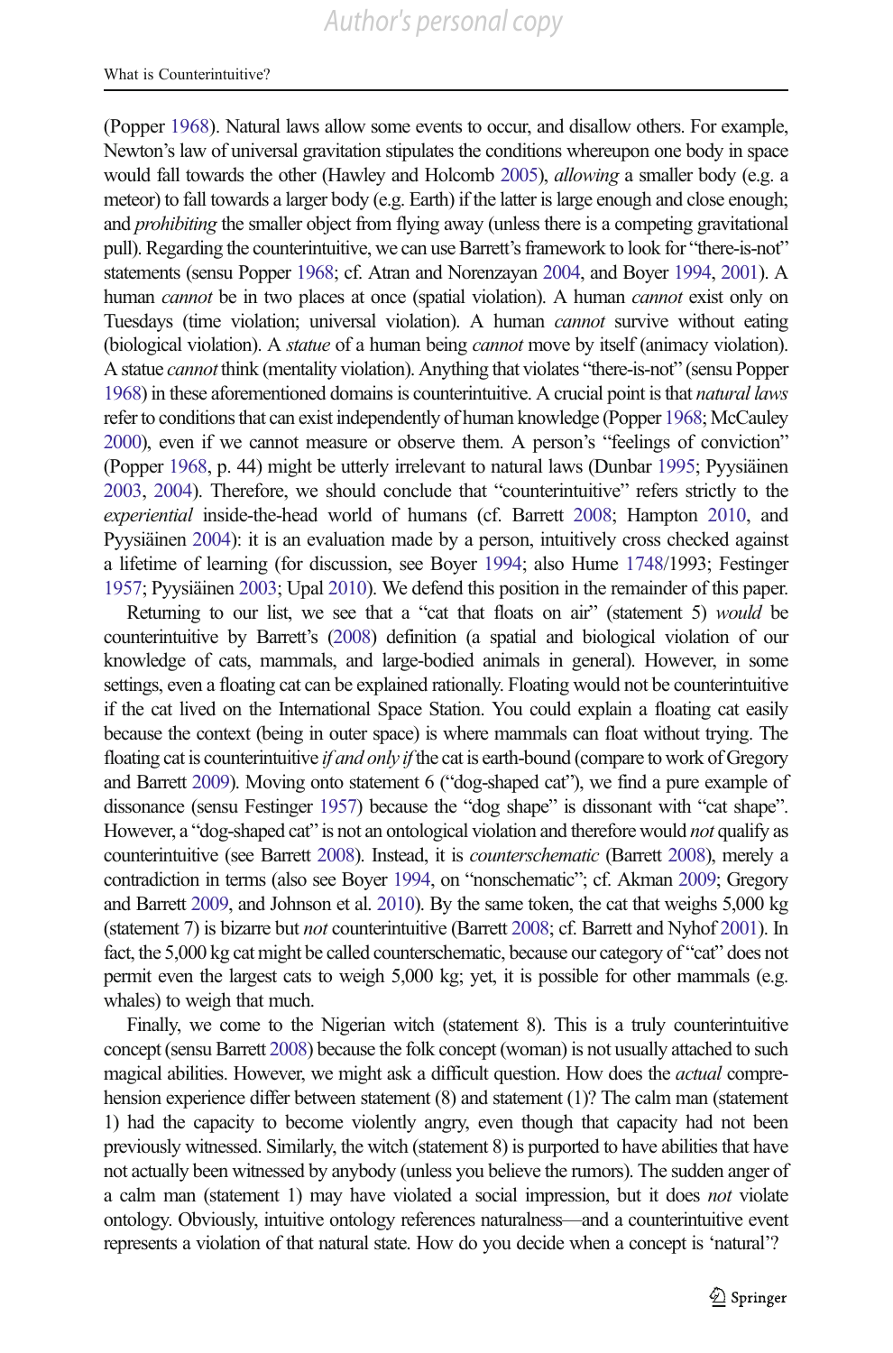(Popper 1968). Natural laws allow some events to occur, and disallow others. For example, Newton's law of universal gravitation stipulates the conditions whereupon one body in space would fall towards the other (Hawley and Holcomb 2005), *allowing* a smaller body (e.g. a meteor) to fall towards a larger body (e.g. Earth) if the latter is large enough and close enough; and *prohibiting* the smaller object from flying away (unless there is a competing gravitational pull). Regarding the counterintuitive, we can use Barrett's framework to look for "there-is-not" statements (sensu Popper 1968; cf. Atran and Norenzayan 2004, and Boyer 1994, 2001). A human *cannot* be in two places at once (spatial violation). A human *cannot* exist only on Tuesdays (time violation; universal violation). A human *cannot* survive without eating (biological violation). A *statue* of a human being *cannot* move by itself (animacy violation). A statue *cannot* think (mentality violation). Anything that violates "there-is-not" (sensu Popper 1968) in these aforementioned domains is counterintuitive. A crucial point is that *natural laws* refer to conditions that can exist independently of human knowledge (Popper 1968; McCauley 2000), even if we cannot measure or observe them. A person's "feelings of conviction" (Popper 1968, p. 44) might be utterly irrelevant to natural laws (Dunbar 1995; Pyysiäinen 2003, 2004). Therefore, we should conclude that "counterintuitive" refers strictly to the *experiential* inside-the-head world of humans (cf. Barrett 2008; Hampton 2010, and Pyysiäinen 2004): it is an evaluation made by a person, intuitively cross checked against a lifetime of learning (for discussion, see Boyer 1994; also Hume 1748/1993; Festinger 1957; Pyysiäinen 2003; Upal 2010). We defend this position in the remainder of this paper.

Returning to our list, we see that a "cat that floats on air" (statement 5) *would* be counterintuitive by Barrett's (2008) definition (a spatial and biological violation of our knowledge of cats, mammals, and large-bodied animals in general). However, in some settings, even a floating cat can be explained rationally. Floating would not be counterintuitive if the cat lived on the International Space Station. You could explain a floating cat easily because the context (being in outer space) is where mammals can float without trying. The floating cat is counterintuitive *if and only if* the cat is earth-bound (compare to work of Gregory and Barrett 2009). Moving onto statement 6 ("dog-shaped cat"), we find a pure example of dissonance (sensu Festinger 1957) because the "dog shape" is dissonant with "cat shape". However, a "dog-shaped cat" is not an ontological violation and therefore would *not* qualify as counterintuitive (see Barrett 2008). Instead, it is *counterschematic* (Barrett 2008), merely a contradiction in terms (also see Boyer 1994, on "nonschematic"; cf. Akman 2009; Gregory and Barrett 2009, and Johnson et al. 2010). By the same token, the cat that weighs 5,000 kg (statement 7) is bizarre but *not* counterintuitive (Barrett 2008; cf. Barrett and Nyhof 2001). In fact, the 5,000 kg cat might be called counterschematic, because our category of "cat" does not permit even the largest cats to weigh 5,000 kg; yet, it is possible for other mammals (e.g. whales) to weigh that much.

Finally, we come to the Nigerian witch (statement 8). This is a truly counterintuitive concept (sensu Barrett 2008) because the folk concept (woman) is not usually attached to such magical abilities. However, we might ask a difficult question. How does the *actual* comprehension experience differ between statement (8) and statement (1)? The calm man (statement 1) had the capacity to become violently angry, even though that capacity had not been previously witnessed. Similarly, the witch (statement 8) is purported to have abilities that have not actually been witnessed by anybody (unless you believe the rumors). The sudden anger of a calm man (statement 1) may have violated a social impression, but it does *not* violate ontology. Obviously, intuitive ontology references naturalness—and a counterintuitive event represents a violation of that natural state. How do you decide when a concept is 'natural'?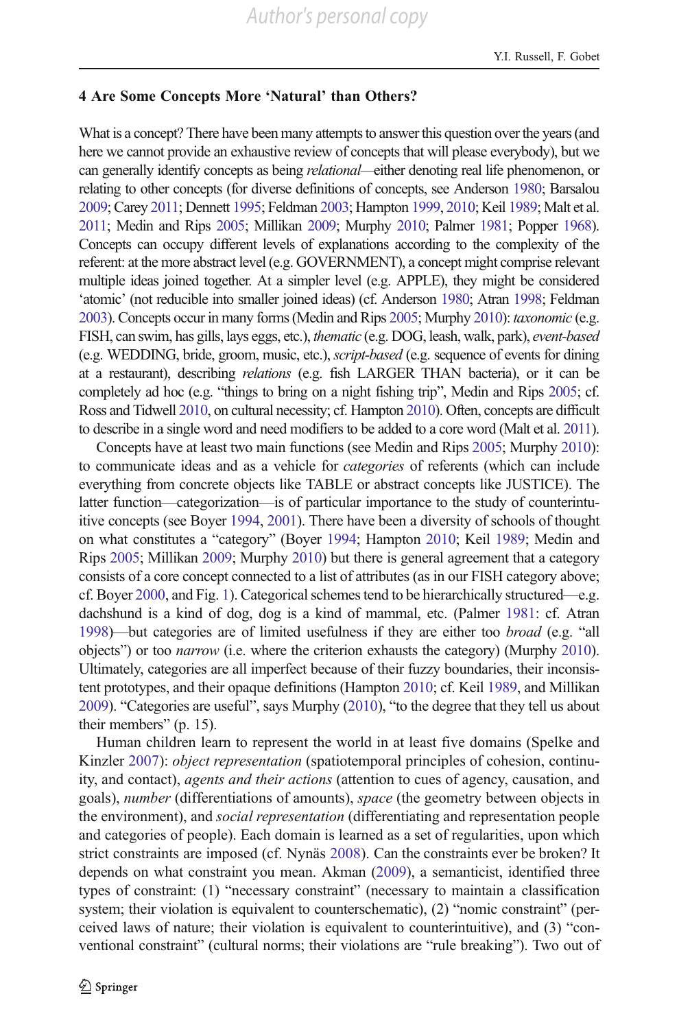## 4 Are Some Concepts More 'Natural' than Others?

What is a concept? There have been many attempts to answer this question over the years (and here we cannot provide an exhaustive review of concepts that will please everybody), but we can generally identify concepts as being *relational*—either denoting real life phenomenon, or relating to other concepts (for diverse definitions of concepts, see Anderson 1980; Barsalou 2009; Carey 2011; Dennett 1995; Feldman 2003; Hampton 1999, 2010; Keil 1989; Malt et al. 2011; Medin and Rips 2005; Millikan 2009; Murphy 2010; Palmer 1981; Popper 1968). Concepts can occupy different levels of explanations according to the complexity of the referent: at the more abstract level (e.g. GOVERNMENT), a concept might comprise relevant multiple ideas joined together. At a simpler level (e.g. APPLE), they might be considered 'atomic' (not reducible into smaller joined ideas) (cf. Anderson 1980; Atran 1998; Feldman 2003). Concepts occur in many forms (Medin and Rips 2005; Murphy 2010): *taxonomic* (e.g. FISH, can swim, has gills, lays eggs, etc.), *thematic* (e.g. DOG, leash, walk, park), *event-based* (e.g. WEDDING, bride, groom, music, etc.), *script-based* (e.g. sequence of events for dining at a restaurant), describing *relations* (e.g. fish LARGER THAN bacteria), or it can be completely ad hoc (e.g. "things to bring on a night fishing trip", Medin and Rips 2005; cf. Ross and Tidwell 2010, on cultural necessity; cf. Hampton 2010). Often, concepts are difficult to describe in a single word and need modifiers to be added to a core word (Malt et al. 2011).

Concepts have at least two main functions (see Medin and Rips 2005; Murphy 2010): to communicate ideas and as a vehicle for *categories* of referents (which can include everything from concrete objects like TABLE or abstract concepts like JUSTICE). The latter function—categorization—is of particular importance to the study of counterintuitive concepts (see Boyer 1994, 2001). There have been a diversity of schools of thought on what constitutes a "category" (Boyer 1994; Hampton 2010; Keil 1989; Medin and Rips 2005; Millikan 2009; Murphy 2010) but there is general agreement that a category consists of a core concept connected to a list of attributes (as in our FISH category above; cf. Boyer 2000, and Fig. 1). Categorical schemes tend to be hierarchically structured—e.g. dachshund is a kind of dog, dog is a kind of mammal, etc. (Palmer 1981: cf. Atran 1998)—but categories are of limited usefulness if they are either too *broad* (e.g. "all objects") or too *narrow* (i.e. where the criterion exhausts the category) (Murphy 2010). Ultimately, categories are all imperfect because of their fuzzy boundaries, their inconsistent prototypes, and their opaque definitions (Hampton 2010; cf. Keil 1989, and Millikan 2009). "Categories are useful", says Murphy (2010), "to the degree that they tell us about their members" (p. 15).

Human children learn to represent the world in at least five domains (Spelke and Kinzler 2007): *object representation* (spatiotemporal principles of cohesion, continuity, and contact), *agents and their actions* (attention to cues of agency, causation, and goals), *number* (differentiations of amounts), *space* (the geometry between objects in the environment), and *social representation* (differentiating and representation people and categories of people). Each domain is learned as a set of regularities, upon which strict constraints are imposed (cf. Nynäs 2008). Can the constraints ever be broken? It depends on what constraint you mean. Akman (2009), a semanticist, identified three types of constraint: (1) "necessary constraint" (necessary to maintain a classification system; their violation is equivalent to counterschematic), (2) "nomic constraint" (perceived laws of nature; their violation is equivalent to counterintuitive), and (3) "conventional constraint" (cultural norms; their violations are "rule breaking"). Two out of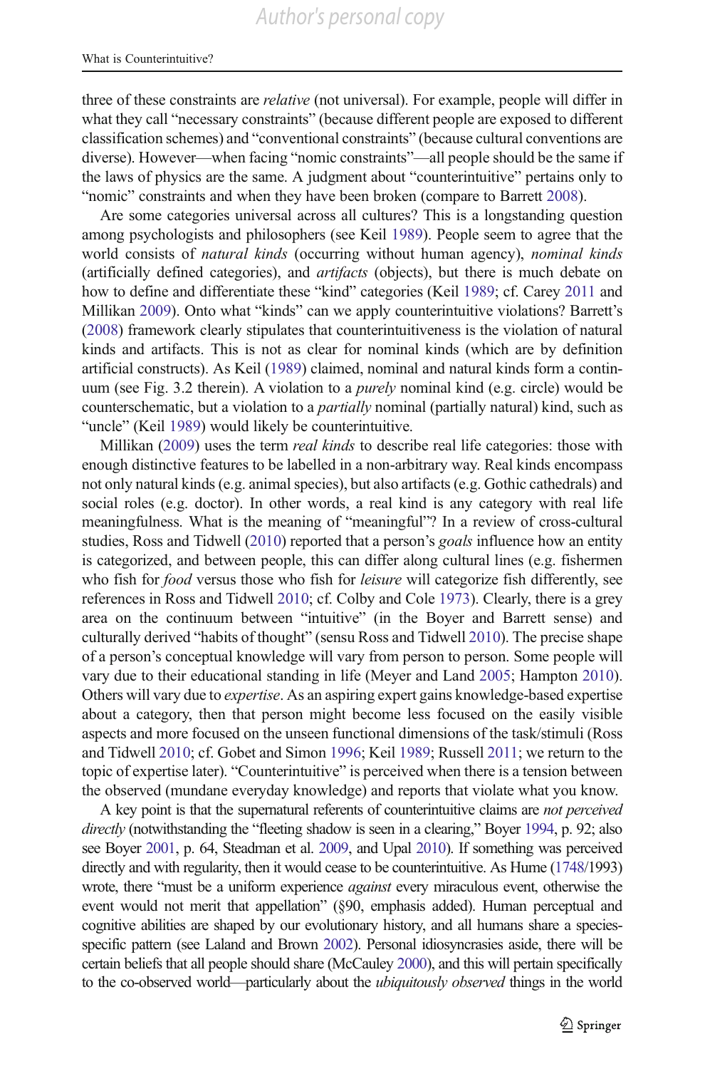three of these constraints are *relative* (not universal). For example, people will differ in what they call "necessary constraints" (because different people are exposed to different classification schemes) and "conventional constraints" (because cultural conventions are diverse). However—when facing "nomic constraints"—all people should be the same if the laws of physics are the same. A judgment about "counterintuitive" pertains only to "nomic" constraints and when they have been broken (compare to Barrett 2008).

Are some categories universal across all cultures? This is a longstanding question among psychologists and philosophers (see Keil 1989). People seem to agree that the world consists of *natural kinds* (occurring without human agency), *nominal kinds* (artificially defined categories), and *artifacts* (objects), but there is much debate on how to define and differentiate these "kind" categories (Keil 1989; cf. Carey 2011 and Millikan 2009). Onto what "kinds" can we apply counterintuitive violations? Barrett's (2008) framework clearly stipulates that counterintuitiveness is the violation of natural kinds and artifacts. This is not as clear for nominal kinds (which are by definition artificial constructs). As Keil (1989) claimed, nominal and natural kinds form a continuum (see Fig. 3.2 therein). A violation to a *purely* nominal kind (e.g. circle) would be counterschematic, but a violation to a *partially* nominal (partially natural) kind, such as "uncle" (Keil 1989) would likely be counterintuitive.

Millikan (2009) uses the term *real kinds* to describe real life categories: those with enough distinctive features to be labelled in a non-arbitrary way. Real kinds encompass not only natural kinds (e.g. animal species), but also artifacts (e.g. Gothic cathedrals) and social roles (e.g. doctor). In other words, a real kind is any category with real life meaningfulness. What is the meaning of "meaningful"? In a review of cross-cultural studies, Ross and Tidwell (2010) reported that a person's *goals* influence how an entity is categorized, and between people, this can differ along cultural lines (e.g. fishermen who fish for *food* versus those who fish for *leisure* will categorize fish differently, see references in Ross and Tidwell 2010; cf. Colby and Cole 1973). Clearly, there is a grey area on the continuum between "intuitive" (in the Boyer and Barrett sense) and culturally derived "habits of thought" (sensu Ross and Tidwell 2010). The precise shape of a person's conceptual knowledge will vary from person to person. Some people will vary due to their educational standing in life (Meyer and Land 2005; Hampton 2010). Others will vary due to *expertise*. As an aspiring expert gains knowledge-based expertise about a category, then that person might become less focused on the easily visible aspects and more focused on the unseen functional dimensions of the task/stimuli (Ross and Tidwell 2010; cf. Gobet and Simon 1996; Keil 1989; Russell 2011; we return to the topic of expertise later). "Counterintuitive" is perceived when there is a tension between the observed (mundane everyday knowledge) and reports that violate what you know.

A key point is that the supernatural referents of counterintuitive claims are *not perceived directly* (notwithstanding the "fleeting shadow is seen in a clearing," Boyer 1994, p. 92; also see Boyer 2001, p. 64, Steadman et al. 2009, and Upal 2010). If something was perceived directly and with regularity, then it would cease to be counterintuitive. As Hume (1748/1993) wrote, there "must be a uniform experience *against* every miraculous event, otherwise the event would not merit that appellation" (§90, emphasis added). Human perceptual and cognitive abilities are shaped by our evolutionary history, and all humans share a species-specific pattern (see Laland and Brown 2002). Personal idiosyncrasies aside, there will be certain beliefs that all people should share (McCauley 2000), and this will pertain specifically to the co-observed world—particularly about the *ubiquitously observed* things in the world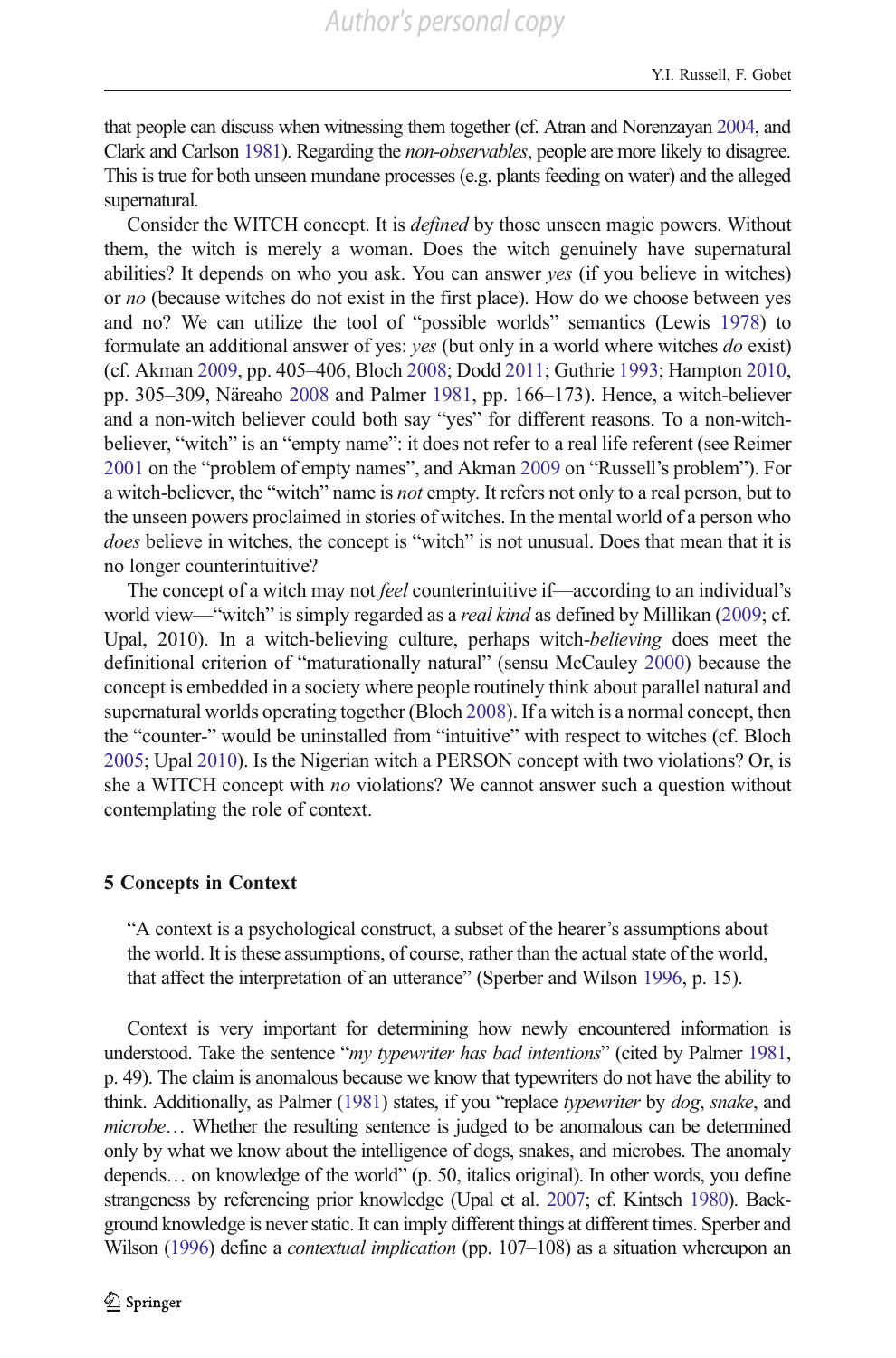that people can discuss when witnessing them together (cf. Atran and Norenzayan 2004, and Clark and Carlson 1981). Regarding the *non-observables*, people are more likely to disagree. This is true for both unseen mundane processes (e.g. plants feeding on water) and the alleged supernatural.

Consider the WITCH concept. It is *defined* by those unseen magic powers. Without them, the witch is merely a woman. Does the witch genuinely have supernatural abilities? It depends on who you ask. You can answer *yes* (if you believe in witches) or *no* (because witches do not exist in the first place). How do we choose between yes and no? We can utilize the tool of "possible worlds" semantics (Lewis 1978) to formulate an additional answer of yes: *yes* (but only in a world where witches *do* exist) (cf. Akman 2009, pp. 405–406, Bloch 2008; Dodd 2011; Guthrie 1993; Hampton 2010, pp. 305–309, Näreaho 2008 and Palmer 1981, pp. 166–173). Hence, a witch-believer and a non-witch believer could both say "yes" for different reasons. To a non-witch-believer, "witch" is an "empty name": it does not refer to a real life referent (see Reimer 2001 on the "problem of empty names", and Akman 2009 on "Russell's problem"). For a witch-believer, the "witch" name is *not* empty. It refers not only to a real person, but to the unseen powers proclaimed in stories of witches. In the mental world of a person who *does* believe in witches, the concept is "witch" is not unusual. Does that mean that it is no longer counterintuitive?

The concept of a witch may not *feel* counterintuitive if—according to an individual's world view—"witch" is simply regarded as a *real kind* as defined by Millikan (2009; cf. Upal, 2010). In a witch-believing culture, perhaps witch-*believing* does meet the definitional criterion of "maturationally natural" (sensu McCauley 2000) because the concept is embedded in a society where people routinely think about parallel natural and supernatural worlds operating together (Bloch 2008). If a witch is a normal concept, then the "counter-" would be uninstalled from "intuitive" with respect to witches (cf. Bloch 2005; Upal 2010). Is the Nigerian witch a PERSON concept with two violations? Or, is she a WITCH concept with *no* violations? We cannot answer such a question without contemplating the role of context.

## 5 Concepts in Context

> "A context is a psychological construct, a subset of the hearer's assumptions about the world. It is these assumptions, of course, rather than the actual state of the world, that affect the interpretation of an utterance" (Sperber and Wilson 1996, p. 15).

Context is very important for determining how newly encountered information is understood. Take the sentence "*my typewriter has bad intentions*" (cited by Palmer 1981, p. 49). The claim is anomalous because we know that typewriters do not have the ability to think. Additionally, as Palmer (1981) states, if you "replace *typewriter* by *dog*, *snake*, and *microbe*… Whether the resulting sentence is judged to be anomalous can be determined only by what we know about the intelligence of dogs, snakes, and microbes. The anomaly depends… on knowledge of the world" (p. 50, italics original). In other words, you define strangeness by referencing prior knowledge (Upal et al. 2007; cf. Kintsch 1980). Background knowledge is never static. It can imply different things at different times. Sperber and Wilson (1996) define a *contextual implication* (pp. 107–108) as a situation whereupon an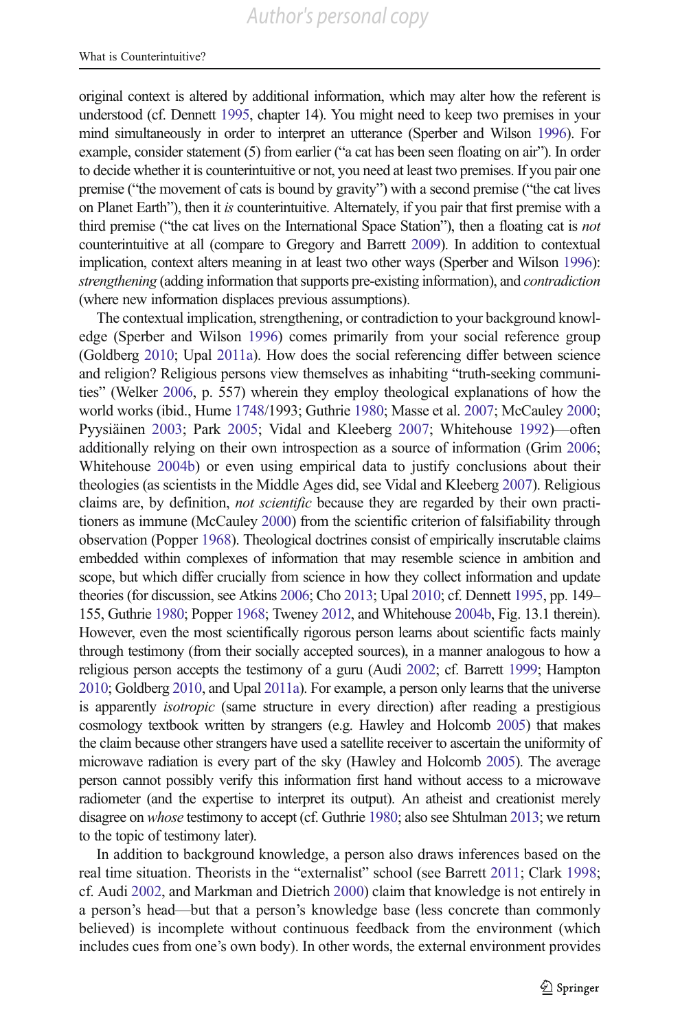original context is altered by additional information, which may alter how the referent is understood (cf. Dennett 1995, chapter 14). You might need to keep two premises in your mind simultaneously in order to interpret an utterance (Sperber and Wilson 1996). For example, consider statement (5) from earlier ("a cat has been seen floating on air"). In order to decide whether it is counterintuitive or not, you need at least two premises. If you pair one premise ("the movement of cats is bound by gravity") with a second premise ("the cat lives on Planet Earth"), then it *is* counterintuitive. Alternately, if you pair that first premise with a third premise ("the cat lives on the International Space Station"), then a floating cat is *not* counterintuitive at all (compare to Gregory and Barrett 2009). In addition to contextual implication, context alters meaning in at least two other ways (Sperber and Wilson 1996): *strengthening* (adding information that supports pre-existing information), and *contradiction* (where new information displaces previous assumptions).

The contextual implication, strengthening, or contradiction to your background knowledge (Sperber and Wilson 1996) comes primarily from your social reference group (Goldberg 2010; Upal 2011a). How does the social referencing differ between science and religion? Religious persons view themselves as inhabiting "truth-seeking communities" (Welker 2006, p. 557) wherein they employ theological explanations of how the world works (ibid., Hume 1748/1993; Guthrie 1980; Masse et al. 2007; McCauley 2000; Pyysiäinen 2003; Park 2005; Vidal and Kleeberg 2007; Whitehouse 1992)—often additionally relying on their own introspection as a source of information (Grim 2006; Whitehouse 2004b) or even using empirical data to justify conclusions about their theologies (as scientists in the Middle Ages did, see Vidal and Kleeberg 2007). Religious claims are, by definition, *not scientific* because they are regarded by their own practitioners as immune (McCauley 2000) from the scientific criterion of falsifiability through observation (Popper 1968). Theological doctrines consist of empirically inscrutable claims embedded within complexes of information that may resemble science in ambition and scope, but which differ crucially from science in how they collect information and update theories (for discussion, see Atkins 2006; Cho 2013; Upal 2010; cf. Dennett 1995, pp. 149–155, Guthrie 1980; Popper 1968; Tweney 2012, and Whitehouse 2004b, Fig. 13.1 therein). However, even the most scientifically rigorous person learns about scientific facts mainly through testimony (from their socially accepted sources), in a manner analogous to how a religious person accepts the testimony of a guru (Audi 2002; cf. Barrett 1999; Hampton 2010; Goldberg 2010, and Upal 2011a). For example, a person only learns that the universe is apparently *isotropic* (same structure in every direction) after reading a prestigious cosmology textbook written by strangers (e.g. Hawley and Holcomb 2005) that makes the claim because other strangers have used a satellite receiver to ascertain the uniformity of microwave radiation is every part of the sky (Hawley and Holcomb 2005). The average person cannot possibly verify this information first hand without access to a microwave radiometer (and the expertise to interpret its output). An atheist and creationist merely disagree on *whose* testimony to accept (cf. Guthrie 1980; also see Shtulman 2013; we return to the topic of testimony later).

In addition to background knowledge, a person also draws inferences based on the real time situation. Theorists in the "externalist" school (see Barrett 2011; Clark 1998; cf. Audi 2002, and Markman and Dietrich 2000) claim that knowledge is not entirely in a person's head—but that a person's knowledge base (less concrete than commonly believed) is incomplete without continuous feedback from the environment (which includes cues from one's own body). In other words, the external environment provides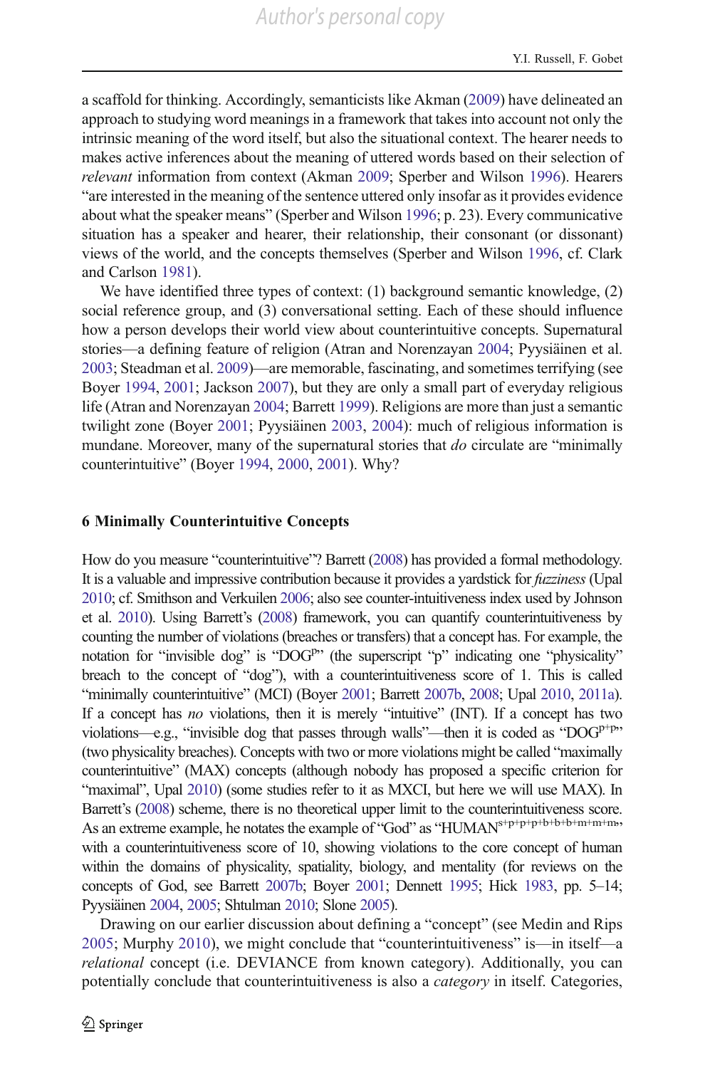a scaffold for thinking. Accordingly, semanticists like Akman (2009) have delineated an approach to studying word meanings in a framework that takes into account not only the intrinsic meaning of the word itself, but also the situational context. The hearer needs to makes active inferences about the meaning of uttered words based on their selection of *relevant* information from context (Akman 2009; Sperber and Wilson 1996). Hearers "are interested in the meaning of the sentence uttered only insofar as it provides evidence about what the speaker means" (Sperber and Wilson 1996; p. 23). Every communicative situation has a speaker and hearer, their relationship, their consonant (or dissonant) views of the world, and the concepts themselves (Sperber and Wilson 1996, cf. Clark and Carlson 1981).

We have identified three types of context: (1) background semantic knowledge, (2) social reference group, and (3) conversational setting. Each of these should influence how a person develops their world view about counterintuitive concepts. Supernatural stories—a defining feature of religion (Atran and Norenzayan 2004; Pyysiäinen et al. 2003; Steadman et al. 2009)—are memorable, fascinating, and sometimes terrifying (see Boyer 1994, 2001; Jackson 2007), but they are only a small part of everyday religious life (Atran and Norenzayan 2004; Barrett 1999). Religions are more than just a semantic twilight zone (Boyer 2001; Pyysiäinen 2003, 2004): much of religious information is mundane. Moreover, many of the supernatural stories that *do* circulate are "minimally counterintuitive" (Boyer 1994, 2000, 2001). Why?

## 6 Minimally Counterintuitive Concepts

How do you measure "counterintuitive"? Barrett (2008) has provided a formal methodology. It is a valuable and impressive contribution because it provides a yardstick for *fuzziness* (Upal 2010; cf. Smithson and Verkuilen 2006; also see counter-intuitiveness index used by Johnson et al. 2010). Using Barrett's (2008) framework, you can quantify counterintuitiveness by counting the number of violations (breaches or transfers) that a concept has. For example, the notation for "invisible dog" is "DOG$^{p}$" (the superscript "p" indicating one "physicality" breach to the concept of "dog"), with a counterintuitiveness score of 1. This is called "minimally counterintuitive" (MCI) (Boyer 2001; Barrett 2007b, 2008; Upal 2010, 2011a). If a concept has *no* violations, then it is merely "intuitive" (INT). If a concept has two violations—e.g., "invisible dog that passes through walls"—then it is coded as "DOG$^{p+p}$" (two physicality breaches). Concepts with two or more violations might be called "maximally counterintuitive" (MAX) concepts (although nobody has proposed a specific criterion for "maximal", Upal 2010) (some studies refer to it as MXCI, but here we will use MAX). In Barrett's (2008) scheme, there is no theoretical upper limit to the counterintuitiveness score. As an extreme example, he notates the example of "God" as "HUMAN$^{s+p+p+p+b+b+b+m+m+m}$", with a counterintuitiveness score of 10, showing violations to the core concept of human within the domains of physicality, spatiality, biology, and mentality (for reviews on the concepts of God, see Barrett 2007b; Boyer 2001; Dennett 1995; Hick 1983, pp. 5–14; Pyysiäinen 2004, 2005; Shtulman 2010; Slone 2005).

Drawing on our earlier discussion about defining a "concept" (see Medin and Rips 2005; Murphy 2010), we might conclude that "counterintuitiveness" is—in itself—a *relational* concept (i.e. DEVIANCE from known category). Additionally, you can potentially conclude that counterintuitiveness is also a *category* in itself. Categories,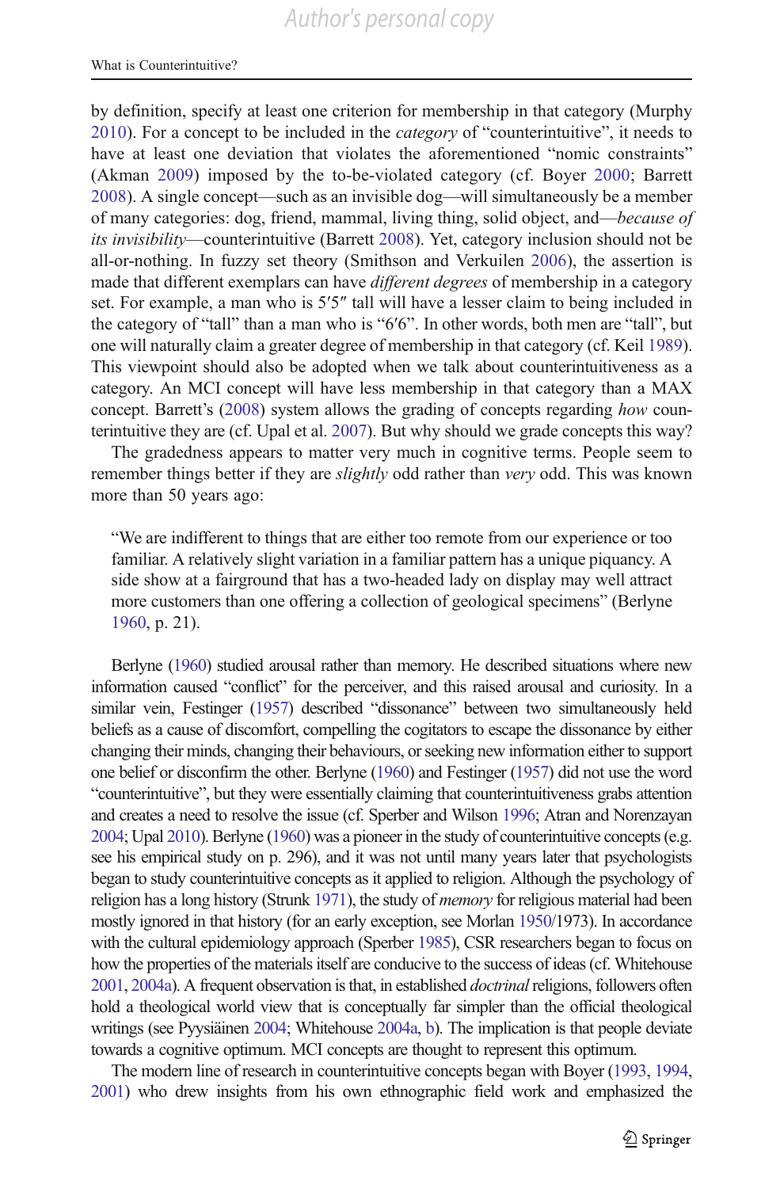by definition, specify at least one criterion for membership in that category (Murphy 2010). For a concept to be included in the *category* of "counterintuitive", it needs to have at least one deviation that violates the aforementioned "nomic constraints" (Akman 2009) imposed by the to-be-violated category (cf. Boyer 2000; Barrett 2008). A single concept—such as an invisible dog—will simultaneously be a member of many categories: dog, friend, mammal, living thing, solid object, and—*because of its invisibility*—counterintuitive (Barrett 2008). Yet, category inclusion should not be all-or-nothing. In fuzzy set theory (Smithson and Verkuilen 2006), the assertion is made that different exemplars can have *different degrees* of membership in a category set. For example, a man who is 5′5″ tall will have a lesser claim to being included in the category of "tall" than a man who is "6′6". In other words, both men are "tall", but one will naturally claim a greater degree of membership in that category (cf. Keil 1989). This viewpoint should also be adopted when we talk about counterintuitiveness as a category. An MCI concept will have less membership in that category than a MAX concept. Barrett's (2008) system allows the grading of concepts regarding *how* counterintuitive they are (cf. Upal et al. 2007). But why should we grade concepts this way?

The gradedness appears to matter very much in cognitive terms. People seem to remember things better if they are *slightly* odd rather than *very* odd. This was known more than 50 years ago:

> "We are indifferent to things that are either too remote from our experience or too familiar. A relatively slight variation in a familiar pattern has a unique piquancy. A side show at a fairground that has a two-headed lady on display may well attract more customers than one offering a collection of geological specimens" (Berlyne 1960, p. 21).

Berlyne (1960) studied arousal rather than memory. He described situations where new information caused "conflict" for the perceiver, and this raised arousal and curiosity. In a similar vein, Festinger (1957) described "dissonance" between two simultaneously held beliefs as a cause of discomfort, compelling the cogitators to escape the dissonance by either changing their minds, changing their behaviours, or seeking new information either to support one belief or disconfirm the other. Berlyne (1960) and Festinger (1957) did not use the word "counterintuitive", but they were essentially claiming that counterintuitiveness grabs attention and creates a need to resolve the issue (cf. Sperber and Wilson 1996; Atran and Norenzayan 2004; Upal 2010). Berlyne (1960) was a pioneer in the study of counterintuitive concepts (e.g. see his empirical study on p. 296), and it was not until many years later that psychologists began to study counterintuitive concepts as it applied to religion. Although the psychology of religion has a long history (Strunk 1971), the study of *memory* for religious material had been mostly ignored in that history (for an early exception, see Morlan 1950/1973). In accordance with the cultural epidemiology approach (Sperber 1985), CSR researchers began to focus on how the properties of the materials itself are conducive to the success of ideas (cf. Whitehouse 2001, 2004a). A frequent observation is that, in established *doctrinal* religions, followers often hold a theological world view that is conceptually far simpler than the official theological writings (see Pyysiäinen 2004; Whitehouse 2004a, b). The implication is that people deviate towards a cognitive optimum. MCI concepts are thought to represent this optimum.

The modern line of research in counterintuitive concepts began with Boyer (1993, 1994, 2001) who drew insights from his own ethnographic field work and emphasized the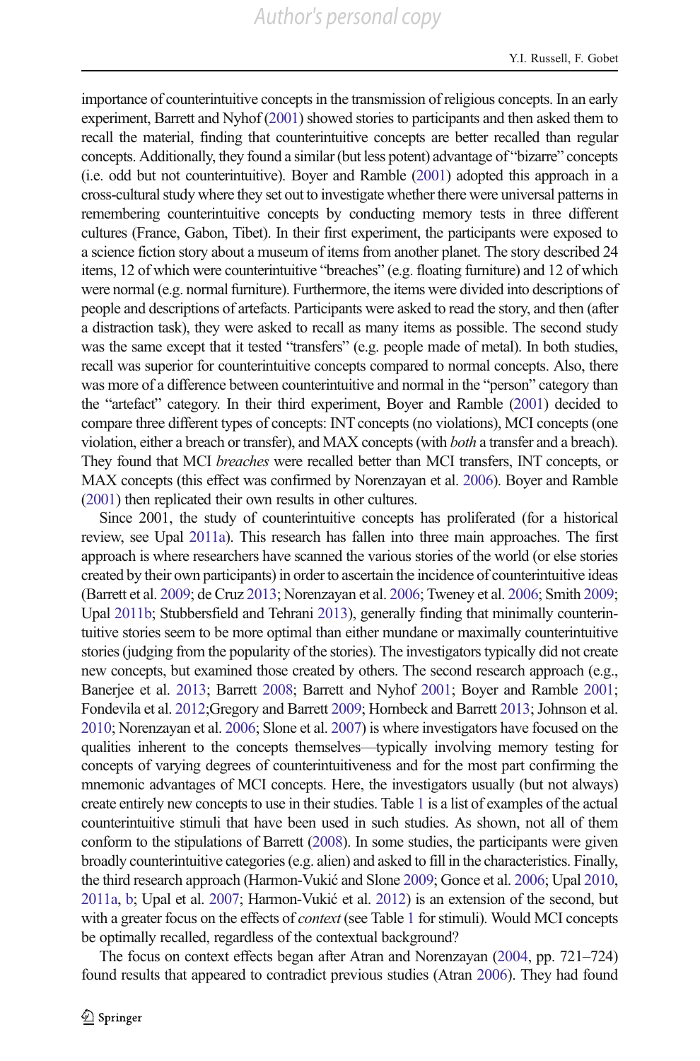importance of counterintuitive concepts in the transmission of religious concepts. In an early experiment, Barrett and Nyhof (2001) showed stories to participants and then asked them to recall the material, finding that counterintuitive concepts are better recalled than regular concepts. Additionally, they found a similar (but less potent) advantage of "bizarre" concepts (i.e. odd but not counterintuitive). Boyer and Ramble (2001) adopted this approach in a cross-cultural study where they set out to investigate whether there were universal patterns in remembering counterintuitive concepts by conducting memory tests in three different cultures (France, Gabon, Tibet). In their first experiment, the participants were exposed to a science fiction story about a museum of items from another planet. The story described 24 items, 12 of which were counterintuitive "breaches" (e.g. floating furniture) and 12 of which were normal (e.g. normal furniture). Furthermore, the items were divided into descriptions of people and descriptions of artefacts. Participants were asked to read the story, and then (after a distraction task), they were asked to recall as many items as possible. The second study was the same except that it tested "transfers" (e.g. people made of metal). In both studies, recall was superior for counterintuitive concepts compared to normal concepts. Also, there was more of a difference between counterintuitive and normal in the "person" category than the "artefact" category. In their third experiment, Boyer and Ramble (2001) decided to compare three different types of concepts: INT concepts (no violations), MCI concepts (one violation, either a breach or transfer), and MAX concepts (with *both* a transfer and a breach). They found that MCI *breaches* were recalled better than MCI transfers, INT concepts, or MAX concepts (this effect was confirmed by Norenzayan et al. 2006). Boyer and Ramble (2001) then replicated their own results in other cultures.

Since 2001, the study of counterintuitive concepts has proliferated (for a historical review, see Upal 2011a). This research has fallen into three main approaches. The first approach is where researchers have scanned the various stories of the world (or else stories created by their own participants) in order to ascertain the incidence of counterintuitive ideas (Barrett et al. 2009; de Cruz 2013; Norenzayan et al. 2006; Tweney et al. 2006; Smith 2009; Upal 2011b; Stubbersfield and Tehrani 2013), generally finding that minimally counterintuitive stories seem to be more optimal than either mundane or maximally counterintuitive stories (judging from the popularity of the stories). The investigators typically did not create new concepts, but examined those created by others. The second research approach (e.g., Banerjee et al. 2013; Barrett 2008; Barrett and Nyhof 2001; Boyer and Ramble 2001; Fondevila et al. 2012;Gregory and Barrett 2009; Hornbeck and Barrett 2013; Johnson et al. 2010; Norenzayan et al. 2006; Slone et al. 2007) is where investigators have focused on the qualities inherent to the concepts themselves—typically involving memory testing for concepts of varying degrees of counterintuitiveness and for the most part confirming the mnemonic advantages of MCI concepts. Here, the investigators usually (but not always) create entirely new concepts to use in their studies. Table 1 is a list of examples of the actual counterintuitive stimuli that have been used in such studies. As shown, not all of them conform to the stipulations of Barrett (2008). In some studies, the participants were given broadly counterintuitive categories (e.g. alien) and asked to fill in the characteristics. Finally, the third research approach (Harmon-Vukić and Slone 2009; Gonce et al. 2006; Upal 2010, 2011a, b; Upal et al. 2007; Harmon-Vukić et al. 2012) is an extension of the second, but with a greater focus on the effects of *context* (see Table 1 for stimuli). Would MCI concepts be optimally recalled, regardless of the contextual background?

The focus on context effects began after Atran and Norenzayan (2004, pp. 721–724) found results that appeared to contradict previous studies (Atran 2006). They had found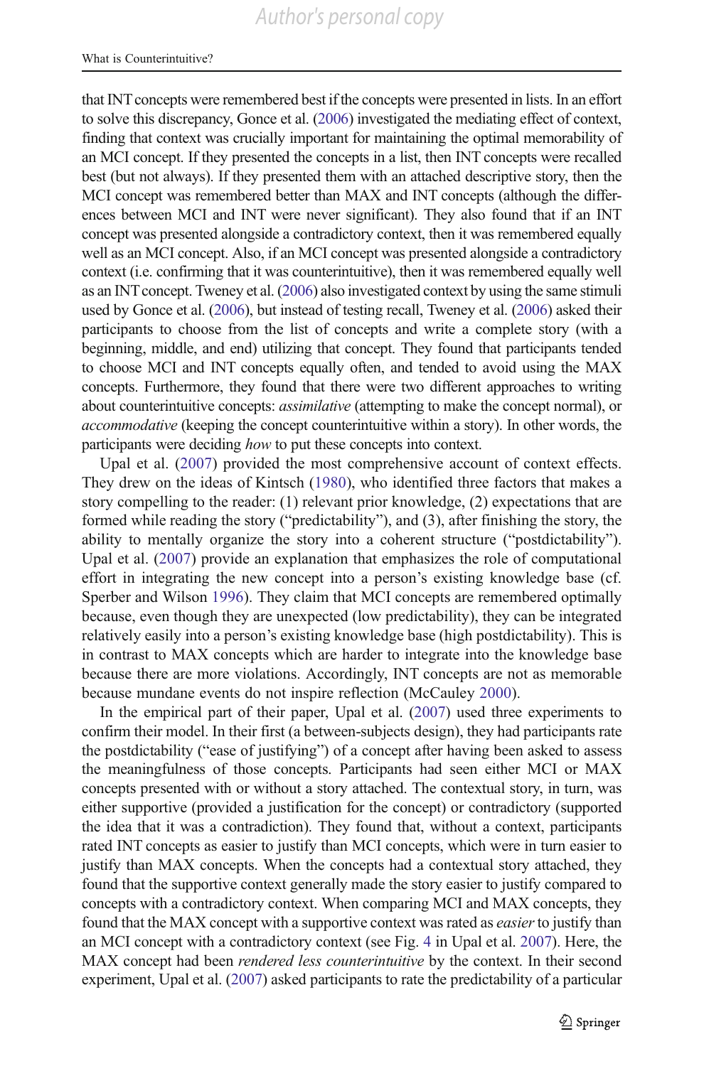that INT concepts were remembered best if the concepts were presented in lists. In an effort to solve this discrepancy, Gonce et al. (2006) investigated the mediating effect of context, finding that context was crucially important for maintaining the optimal memorability of an MCI concept. If they presented the concepts in a list, then INT concepts were recalled best (but not always). If they presented them with an attached descriptive story, then the MCI concept was remembered better than MAX and INT concepts (although the differences between MCI and INT were never significant). They also found that if an INT concept was presented alongside a contradictory context, then it was remembered equally well as an MCI concept. Also, if an MCI concept was presented alongside a contradictory context (i.e. confirming that it was counterintuitive), then it was remembered equally well as an INT concept. Tweney et al. (2006) also investigated context by using the same stimuli used by Gonce et al. (2006), but instead of testing recall, Tweney et al. (2006) asked their participants to choose from the list of concepts and write a complete story (with a beginning, middle, and end) utilizing that concept. They found that participants tended to choose MCI and INT concepts equally often, and tended to avoid using the MAX concepts. Furthermore, they found that there were two different approaches to writing about counterintuitive concepts: *assimilative* (attempting to make the concept normal), or *accommodative* (keeping the concept counterintuitive within a story). In other words, the participants were deciding *how* to put these concepts into context.

Upal et al. (2007) provided the most comprehensive account of context effects. They drew on the ideas of Kintsch (1980), who identified three factors that makes a story compelling to the reader: (1) relevant prior knowledge, (2) expectations that are formed while reading the story ("predictability"), and (3), after finishing the story, the ability to mentally organize the story into a coherent structure ("postdictability"). Upal et al. (2007) provide an explanation that emphasizes the role of computational effort in integrating the new concept into a person's existing knowledge base (cf. Sperber and Wilson 1996). They claim that MCI concepts are remembered optimally because, even though they are unexpected (low predictability), they can be integrated relatively easily into a person's existing knowledge base (high postdictability). This is in contrast to MAX concepts which are harder to integrate into the knowledge base because there are more violations. Accordingly, INT concepts are not as memorable because mundane events do not inspire reflection (McCauley 2000).

In the empirical part of their paper, Upal et al. (2007) used three experiments to confirm their model. In their first (a between-subjects design), they had participants rate the postdictability ("ease of justifying") of a concept after having been asked to assess the meaningfulness of those concepts. Participants had seen either MCI or MAX concepts presented with or without a story attached. The contextual story, in turn, was either supportive (provided a justification for the concept) or contradictory (supported the idea that it was a contradiction). They found that, without a context, participants rated INT concepts as easier to justify than MCI concepts, which were in turn easier to justify than MAX concepts. When the concepts had a contextual story attached, they found that the supportive context generally made the story easier to justify compared to concepts with a contradictory context. When comparing MCI and MAX concepts, they found that the MAX concept with a supportive context was rated as *easier* to justify than an MCI concept with a contradictory context (see Fig. 4 in Upal et al. 2007). Here, the MAX concept had been *rendered less counterintuitive* by the context. In their second experiment, Upal et al. (2007) asked participants to rate the predictability of a particular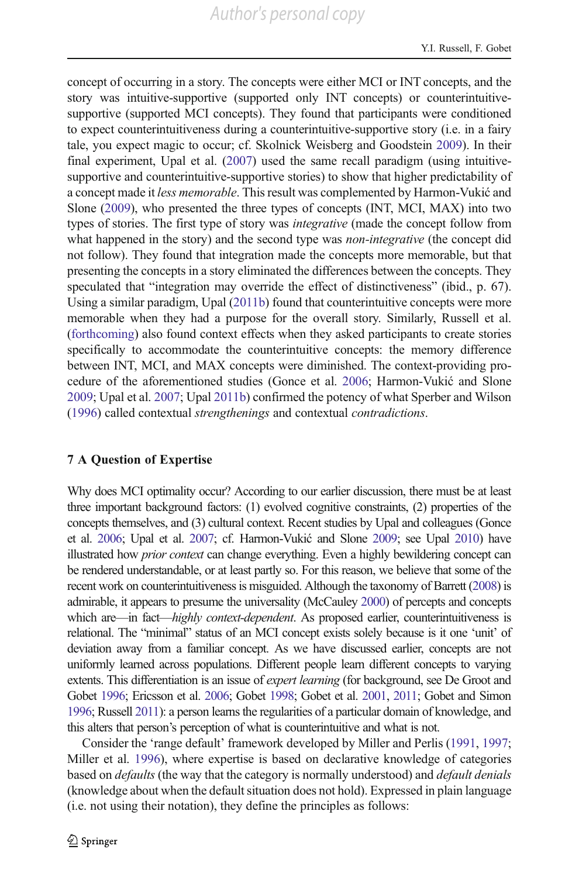concept of occurring in a story. The concepts were either MCI or INT concepts, and the story was intuitive-supportive (supported only INT concepts) or counterintuitive-supportive (supported MCI concepts). They found that participants were conditioned to expect counterintuitiveness during a counterintuitive-supportive story (i.e. in a fairy tale, you expect magic to occur; cf. Skolnick Weisberg and Goodstein 2009). In their final experiment, Upal et al. (2007) used the same recall paradigm (using intuitive-supportive and counterintuitive-supportive stories) to show that higher predictability of a concept made it *less memorable*. This result was complemented by Harmon-Vukić and Slone (2009), who presented the three types of concepts (INT, MCI, MAX) into two types of stories. The first type of story was *integrative* (made the concept follow from what happened in the story) and the second type was *non-integrative* (the concept did not follow). They found that integration made the concepts more memorable, but that presenting the concepts in a story eliminated the differences between the concepts. They speculated that "integration may override the effect of distinctiveness" (ibid., p. 67). Using a similar paradigm, Upal (2011b) found that counterintuitive concepts were more memorable when they had a purpose for the overall story. Similarly, Russell et al. (forthcoming) also found context effects when they asked participants to create stories specifically to accommodate the counterintuitive concepts: the memory difference between INT, MCI, and MAX concepts were diminished. The context-providing procedure of the aforementioned studies (Gonce et al. 2006; Harmon-Vukić and Slone 2009; Upal et al. 2007; Upal 2011b) confirmed the potency of what Sperber and Wilson (1996) called contextual *strengthenings* and contextual *contradictions*.

## 7 A Question of Expertise

Why does MCI optimality occur? According to our earlier discussion, there must be at least three important background factors: (1) evolved cognitive constraints, (2) properties of the concepts themselves, and (3) cultural context. Recent studies by Upal and colleagues (Gonce et al. 2006; Upal et al. 2007; cf. Harmon-Vukić and Slone 2009; see Upal 2010) have illustrated how *prior context* can change everything. Even a highly bewildering concept can be rendered understandable, or at least partly so. For this reason, we believe that some of the recent work on counterintuitiveness is misguided. Although the taxonomy of Barrett (2008) is admirable, it appears to presume the universality (McCauley 2000) of percepts and concepts which are—in fact—*highly context-dependent*. As proposed earlier, counterintuitiveness is relational. The "minimal" status of an MCI concept exists solely because is it one 'unit' of deviation away from a familiar concept. As we have discussed earlier, concepts are not uniformly learned across populations. Different people learn different concepts to varying extents. This differentiation is an issue of *expert learning* (for background, see De Groot and Gobet 1996; Ericsson et al. 2006; Gobet 1998; Gobet et al. 2001, 2011; Gobet and Simon 1996; Russell 2011): a person learns the regularities of a particular domain of knowledge, and this alters that person's perception of what is counterintuitive and what is not.

Consider the 'range default' framework developed by Miller and Perlis (1991, 1997; Miller et al. 1996), where expertise is based on declarative knowledge of categories based on *defaults* (the way that the category is normally understood) and *default denials* (knowledge about when the default situation does not hold). Expressed in plain language (i.e. not using their notation), they define the principles as follows: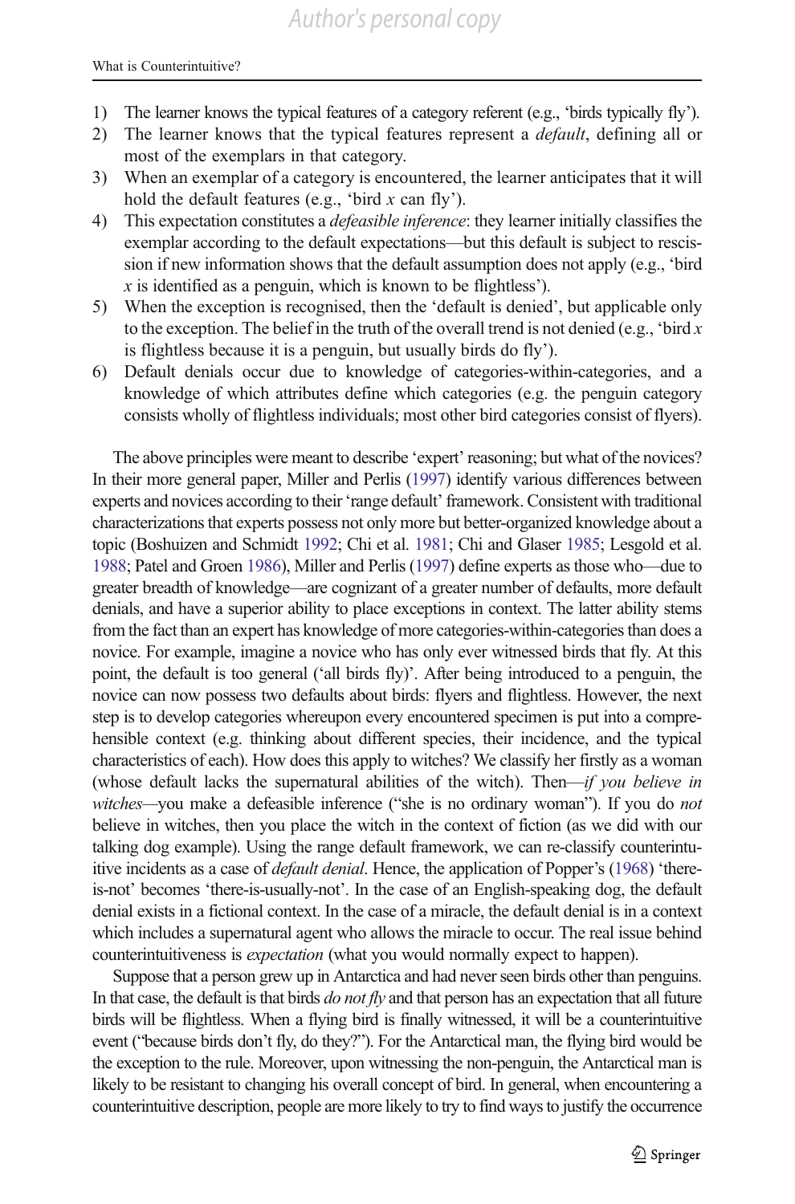1) The learner knows the typical features of a category referent (e.g., 'birds typically fly').
2) The learner knows that the typical features represent a *default*, defining all or most of the exemplars in that category.
3) When an exemplar of a category is encountered, the learner anticipates that it will hold the default features (e.g., 'bird *x* can fly').
4) This expectation constitutes a *defeasible inference*: they learner initially classifies the exemplar according to the default expectations—but this default is subject to rescission if new information shows that the default assumption does not apply (e.g., 'bird *x* is identified as a penguin, which is known to be flightless').
5) When the exception is recognised, then the 'default is denied', but applicable only to the exception. The belief in the truth of the overall trend is not denied (e.g., 'bird *x* is flightless because it is a penguin, but usually birds do fly').
6) Default denials occur due to knowledge of categories-within-categories, and a knowledge of which attributes define which categories (e.g. the penguin category consists wholly of flightless individuals; most other bird categories consist of flyers).

The above principles were meant to describe 'expert' reasoning; but what of the novices? In their more general paper, Miller and Perlis (1997) identify various differences between experts and novices according to their 'range default' framework. Consistent with traditional characterizations that experts possess not only more but better-organized knowledge about a topic (Boshuizen and Schmidt 1992; Chi et al. 1981; Chi and Glaser 1985; Lesgold et al. 1988; Patel and Groen 1986), Miller and Perlis (1997) define experts as those who—due to greater breadth of knowledge—are cognizant of a greater number of defaults, more default denials, and have a superior ability to place exceptions in context. The latter ability stems from the fact than an expert has knowledge of more categories-within-categories than does a novice. For example, imagine a novice who has only ever witnessed birds that fly. At this point, the default is too general ('all birds fly)'. After being introduced to a penguin, the novice can now possess two defaults about birds: flyers and flightless. However, the next step is to develop categories whereupon every encountered specimen is put into a comprehensible context (e.g. thinking about different species, their incidence, and the typical characteristics of each). How does this apply to witches? We classify her firstly as a woman (whose default lacks the supernatural abilities of the witch). Then—*if you believe in witches*—you make a defeasible inference ("she is no ordinary woman"). If you do *not* believe in witches, then you place the witch in the context of fiction (as we did with our talking dog example). Using the range default framework, we can re-classify counterintuitive incidents as a case of *default denial*. Hence, the application of Popper's (1968) 'there-is-not' becomes 'there-is-usually-not'. In the case of an English-speaking dog, the default denial exists in a fictional context. In the case of a miracle, the default denial is in a context which includes a supernatural agent who allows the miracle to occur. The real issue behind counterintuitiveness is *expectation* (what you would normally expect to happen).

Suppose that a person grew up in Antarctica and had never seen birds other than penguins. In that case, the default is that birds *do not fly* and that person has an expectation that all future birds will be flightless. When a flying bird is finally witnessed, it will be a counterintuitive event ("because birds don't fly, do they?"). For the Antarctical man, the flying bird would be the exception to the rule. Moreover, upon witnessing the non-penguin, the Antarctical man is likely to be resistant to changing his overall concept of bird. In general, when encountering a counterintuitive description, people are more likely to try to find ways to justify the occurrence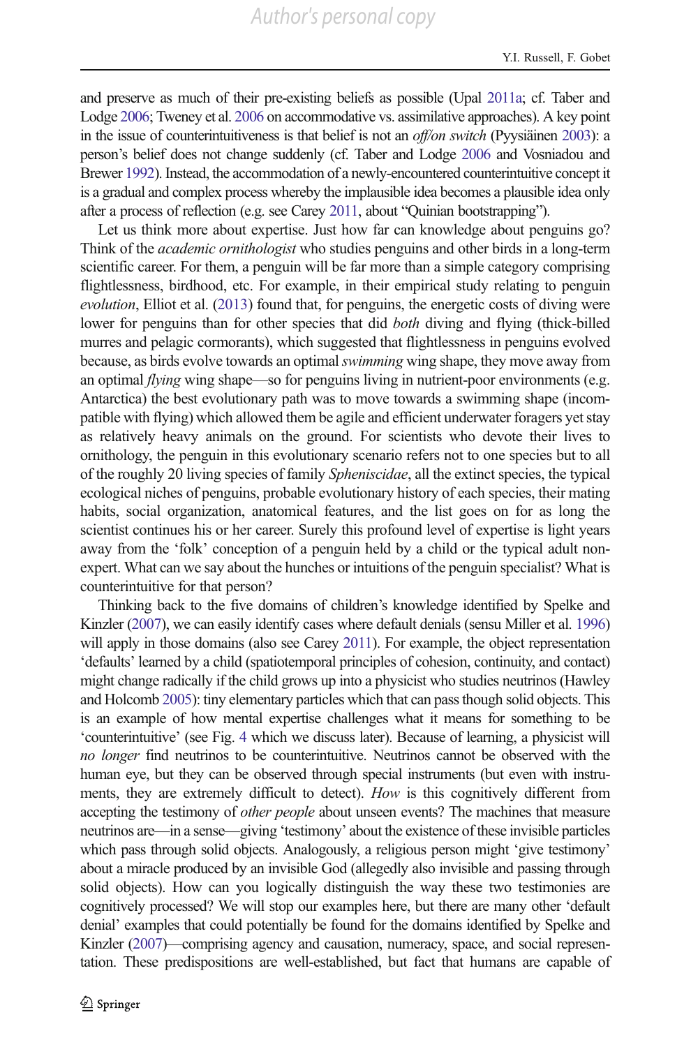and preserve as much of their pre-existing beliefs as possible (Upal 2011a; cf. Taber and Lodge 2006; Tweney et al. 2006 on accommodative vs. assimilative approaches). A key point in the issue of counterintuitiveness is that belief is not an *off/on switch* (Pyysiäinen 2003): a person's belief does not change suddenly (cf. Taber and Lodge 2006 and Vosniadou and Brewer 1992). Instead, the accommodation of a newly-encountered counterintuitive concept it is a gradual and complex process whereby the implausible idea becomes a plausible idea only after a process of reflection (e.g. see Carey 2011, about "Quinian bootstrapping").

Let us think more about expertise. Just how far can knowledge about penguins go? Think of the *academic ornithologist* who studies penguins and other birds in a long-term scientific career. For them, a penguin will be far more than a simple category comprising flightlessness, birdhood, etc. For example, in their empirical study relating to penguin *evolution*, Elliot et al. (2013) found that, for penguins, the energetic costs of diving were lower for penguins than for other species that did *both* diving and flying (thick-billed murres and pelagic cormorants), which suggested that flightlessness in penguins evolved because, as birds evolve towards an optimal *swimming* wing shape, they move away from an optimal *flying* wing shape—so for penguins living in nutrient-poor environments (e.g. Antarctica) the best evolutionary path was to move towards a swimming shape (incompatible with flying) which allowed them be agile and efficient underwater foragers yet stay as relatively heavy animals on the ground. For scientists who devote their lives to ornithology, the penguin in this evolutionary scenario refers not to one species but to all of the roughly 20 living species of family *Spheniscidae*, all the extinct species, the typical ecological niches of penguins, probable evolutionary history of each species, their mating habits, social organization, anatomical features, and the list goes on for as long the scientist continues his or her career. Surely this profound level of expertise is light years away from the 'folk' conception of a penguin held by a child or the typical adult non-expert. What can we say about the hunches or intuitions of the penguin specialist? What is counterintuitive for that person?

Thinking back to the five domains of children's knowledge identified by Spelke and Kinzler (2007), we can easily identify cases where default denials (sensu Miller et al. 1996) will apply in those domains (also see Carey 2011). For example, the object representation 'defaults' learned by a child (spatiotemporal principles of cohesion, continuity, and contact) might change radically if the child grows up into a physicist who studies neutrinos (Hawley and Holcomb 2005): tiny elementary particles which that can pass though solid objects. This is an example of how mental expertise challenges what it means for something to be 'counterintuitive' (see Fig. 4 which we discuss later). Because of learning, a physicist will *no longer* find neutrinos to be counterintuitive. Neutrinos cannot be observed with the human eye, but they can be observed through special instruments (but even with instruments, they are extremely difficult to detect). *How* is this cognitively different from accepting the testimony of *other people* about unseen events? The machines that measure neutrinos are—in a sense—giving 'testimony' about the existence of these invisible particles which pass through solid objects. Analogously, a religious person might 'give testimony' about a miracle produced by an invisible God (allegedly also invisible and passing through solid objects). How can you logically distinguish the way these two testimonies are cognitively processed? We will stop our examples here, but there are many other 'default denial' examples that could potentially be found for the domains identified by Spelke and Kinzler (2007)—comprising agency and causation, numeracy, space, and social representation. These predispositions are well-established, but fact that humans are capable of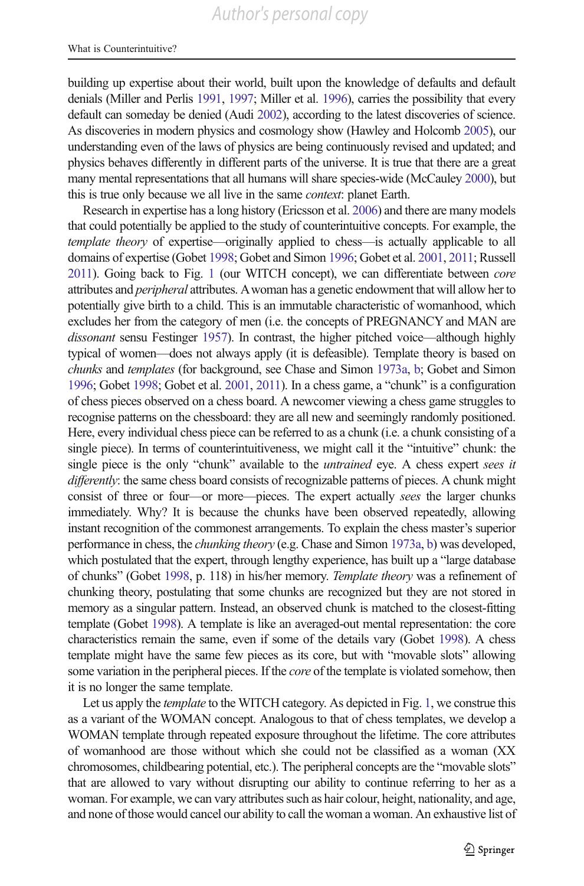building up expertise about their world, built upon the knowledge of defaults and default denials (Miller and Perlis 1991, 1997; Miller et al. 1996), carries the possibility that every default can someday be denied (Audi 2002), according to the latest discoveries of science. As discoveries in modern physics and cosmology show (Hawley and Holcomb 2005), our understanding even of the laws of physics are being continuously revised and updated; and physics behaves differently in different parts of the universe. It is true that there are a great many mental representations that all humans will share species-wide (McCauley 2000), but this is true only because we all live in the same *context*: planet Earth.

Research in expertise has a long history (Ericsson et al. 2006) and there are many models that could potentially be applied to the study of counterintuitive concepts. For example, the *template theory* of expertise—originally applied to chess—is actually applicable to all domains of expertise (Gobet 1998; Gobet and Simon 1996; Gobet et al. 2001, 2011; Russell 2011). Going back to Fig. 1 (our WITCH concept), we can differentiate between *core* attributes and *peripheral* attributes. A woman has a genetic endowment that will allow her to potentially give birth to a child. This is an immutable characteristic of womanhood, which excludes her from the category of men (i.e. the concepts of PREGNANCY and MAN are *dissonant* sensu Festinger 1957). In contrast, the higher pitched voice—although highly typical of women—does not always apply (it is defeasible). Template theory is based on *chunks* and *templates* (for background, see Chase and Simon 1973a, b; Gobet and Simon 1996; Gobet 1998; Gobet et al. 2001, 2011). In a chess game, a "chunk" is a configuration of chess pieces observed on a chess board. A newcomer viewing a chess game struggles to recognise patterns on the chessboard: they are all new and seemingly randomly positioned. Here, every individual chess piece can be referred to as a chunk (i.e. a chunk consisting of a single piece). In terms of counterintuitiveness, we might call it the "intuitive" chunk: the single piece is the only "chunk" available to the *untrained* eye. A chess expert *sees it differently*: the same chess board consists of recognizable patterns of pieces. A chunk might consist of three or four—or more—pieces. The expert actually *sees* the larger chunks immediately. Why? It is because the chunks have been observed repeatedly, allowing instant recognition of the commonest arrangements. To explain the chess master's superior performance in chess, the *chunking theory* (e.g. Chase and Simon 1973a, b) was developed, which postulated that the expert, through lengthy experience, has built up a "large database of chunks" (Gobet 1998, p. 118) in his/her memory. *Template theory* was a refinement of chunking theory, postulating that some chunks are recognized but they are not stored in memory as a singular pattern. Instead, an observed chunk is matched to the closest-fitting template (Gobet 1998). A template is like an averaged-out mental representation: the core characteristics remain the same, even if some of the details vary (Gobet 1998). A chess template might have the same few pieces as its core, but with "movable slots" allowing some variation in the peripheral pieces. If the *core* of the template is violated somehow, then it is no longer the same template.

Let us apply the *template* to the WITCH category. As depicted in Fig. 1, we construe this as a variant of the WOMAN concept. Analogous to that of chess templates, we develop a WOMAN template through repeated exposure throughout the lifetime. The core attributes of womanhood are those without which she could not be classified as a woman (XX chromosomes, childbearing potential, etc.). The peripheral concepts are the "movable slots" that are allowed to vary without disrupting our ability to continue referring to her as a woman. For example, we can vary attributes such as hair colour, height, nationality, and age, and none of those would cancel our ability to call the woman a woman. An exhaustive list of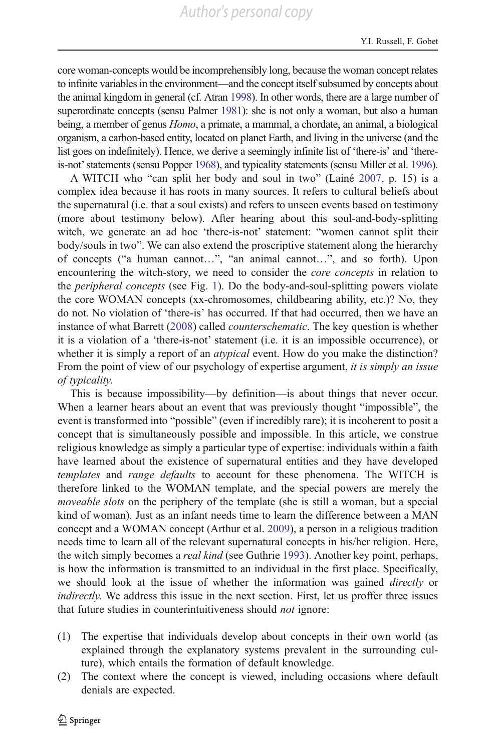core woman-concepts would be incomprehensibly long, because the woman concept relates to infinite variables in the environment—and the concept itself subsumed by concepts about the animal kingdom in general (cf. Atran 1998). In other words, there are a large number of superordinate concepts (sensu Palmer 1981): she is not only a woman, but also a human being, a member of genus *Homo*, a primate, a mammal, a chordate, an animal, a biological organism, a carbon-based entity, located on planet Earth, and living in the universe (and the list goes on indefinitely). Hence, we derive a seemingly infinite list of 'there-is' and 'there-is-not' statements (sensu Popper 1968), and typicality statements (sensu Miller et al. 1996).

A WITCH who "can split her body and soul in two" (Lainé 2007, p. 15) is a complex idea because it has roots in many sources. It refers to cultural beliefs about the supernatural (i.e. that a soul exists) and refers to unseen events based on testimony (more about testimony below). After hearing about this soul-and-body-splitting witch, we generate an ad hoc 'there-is-not' statement: "women cannot split their body/souls in two". We can also extend the proscriptive statement along the hierarchy of concepts ("a human cannot…", "an animal cannot…", and so forth). Upon encountering the witch-story, we need to consider the *core concepts* in relation to the *peripheral concepts* (see Fig. 1). Do the body-and-soul-splitting powers violate the core WOMAN concepts (xx-chromosomes, childbearing ability, etc.)? No, they do not. No violation of 'there-is' has occurred. If that had occurred, then we have an instance of what Barrett (2008) called *counterschematic*. The key question is whether it is a violation of a 'there-is-not' statement (i.e. it is an impossible occurrence), or whether it is simply a report of an *atypical* event. How do you make the distinction? From the point of view of our psychology of expertise argument, *it is simply an issue of typicality.*

This is because impossibility—by definition—is about things that never occur. When a learner hears about an event that was previously thought "impossible", the event is transformed into "possible" (even if incredibly rare); it is incoherent to posit a concept that is simultaneously possible and impossible. In this article, we construe religious knowledge as simply a particular type of expertise: individuals within a faith have learned about the existence of supernatural entities and they have developed *templates* and *range defaults* to account for these phenomena. The WITCH is therefore linked to the WOMAN template, and the special powers are merely the *moveable slots* on the periphery of the template (she is still a woman, but a special kind of woman). Just as an infant needs time to learn the difference between a MAN concept and a WOMAN concept (Arthur et al. 2009), a person in a religious tradition needs time to learn all of the relevant supernatural concepts in his/her religion. Here, the witch simply becomes a *real kind* (see Guthrie 1993). Another key point, perhaps, is how the information is transmitted to an individual in the first place. Specifically, we should look at the issue of whether the information was gained *directly* or *indirectly*. We address this issue in the next section. First, let us proffer three issues that future studies in counterintuitiveness should *not* ignore:

(1) The expertise that individuals develop about concepts in their own world (as explained through the explanatory systems prevalent in the surrounding culture), which entails the formation of default knowledge.
(2) The context where the concept is viewed, including occasions where default denials are expected.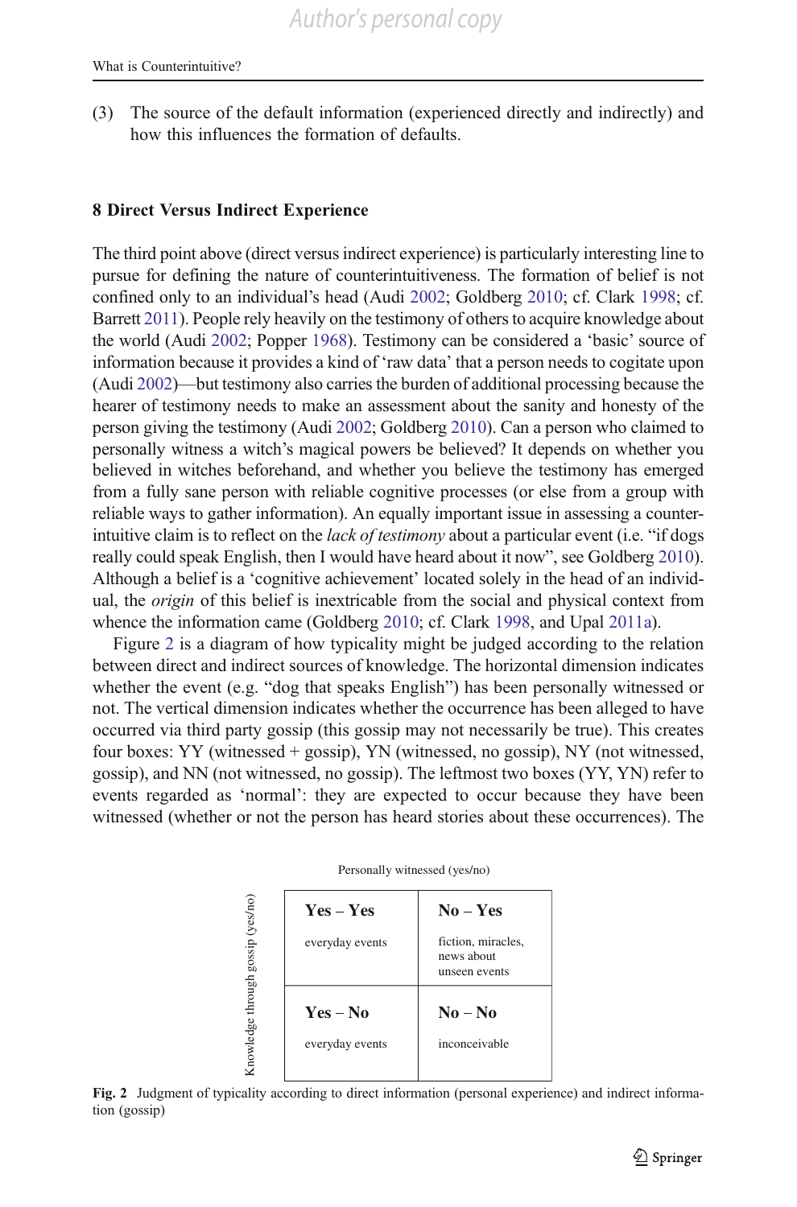(3) The source of the default information (experienced directly and indirectly) and how this influences the formation of defaults.

## 8 Direct Versus Indirect Experience

The third point above (direct versus indirect experience) is particularly interesting line to pursue for defining the nature of counterintuitiveness. The formation of belief is not confined only to an individual's head (Audi 2002; Goldberg 2010; cf. Clark 1998; cf. Barrett 2011). People rely heavily on the testimony of others to acquire knowledge about the world (Audi 2002; Popper 1968). Testimony can be considered a 'basic' source of information because it provides a kind of 'raw data' that a person needs to cogitate upon (Audi 2002)—but testimony also carries the burden of additional processing because the hearer of testimony needs to make an assessment about the sanity and honesty of the person giving the testimony (Audi 2002; Goldberg 2010). Can a person who claimed to personally witness a witch's magical powers be believed? It depends on whether you believed in witches beforehand, and whether you believe the testimony has emerged from a fully sane person with reliable cognitive processes (or else from a group with reliable ways to gather information). An equally important issue in assessing a counter-intuitive claim is to reflect on the *lack of testimony* about a particular event (i.e. "if dogs really could speak English, then I would have heard about it now", see Goldberg 2010). Although a belief is a 'cognitive achievement' located solely in the head of an individual, the *origin* of this belief is inextricable from the social and physical context from whence the information came (Goldberg 2010; cf. Clark 1998, and Upal 2011a).

Figure 2 is a diagram of how typicality might be judged according to the relation between direct and indirect sources of knowledge. The horizontal dimension indicates whether the event (e.g. "dog that speaks English") has been personally witnessed or not. The vertical dimension indicates whether the occurrence has been alleged to have occurred via third party gossip (this gossip may not necessarily be true). This creates four boxes: YY (witnessed + gossip), YN (witnessed, no gossip), NY (not witnessed, gossip), and NN (not witnessed, no gossip). The leftmost two boxes (YY, YN) refer to events regarded as 'normal': they are expected to occur because they have been witnessed (whether or not the person has heard stories about these occurrences). The

Personally witnessed (yes/no) — columns; Knowledge through gossip (yes/no) — rows

| | | |
|---|---|---|
| | **Yes – Yes**<br>everyday events | **No – Yes**<br>fiction, miracles, news about unseen events |
| | **Yes – No**<br>everyday events | **No – No**<br>inconceivable |

**Fig. 2** Judgment of typicality according to direct information (personal experience) and indirect information (gossip)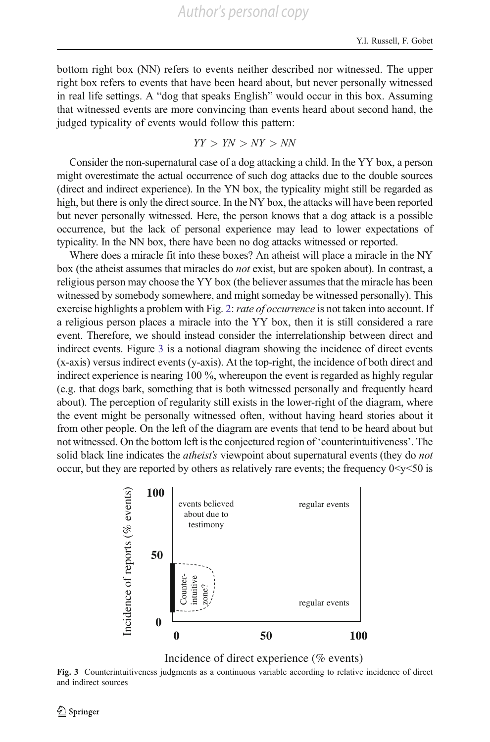bottom right box (NN) refers to events neither described nor witnessed. The upper right box refers to events that have been heard about, but never personally witnessed in real life settings. A "dog that speaks English" would occur in this box. Assuming that witnessed events are more convincing than events heard about second hand, the judged typicality of events would follow this pattern:

$$YY > YN > NY > NN$$

Consider the non-supernatural case of a dog attacking a child. In the YY box, a person might overestimate the actual occurrence of such dog attacks due to the double sources (direct and indirect experience). In the YN box, the typicality might still be regarded as high, but there is only the direct source. In the NY box, the attacks will have been reported but never personally witnessed. Here, the person knows that a dog attack is a possible occurrence, but the lack of personal experience may lead to lower expectations of typicality. In the NN box, there have been no dog attacks witnessed or reported.

Where does a miracle fit into these boxes? An atheist will place a miracle in the NY box (the atheist assumes that miracles do *not* exist, but are spoken about). In contrast, a religious person may choose the YY box (the believer assumes that the miracle has been witnessed by somebody somewhere, and might someday be witnessed personally). This exercise highlights a problem with Fig. 2: *rate of occurrence* is not taken into account. If a religious person places a miracle into the YY box, then it is still considered a rare event. Therefore, we should instead consider the interrelationship between direct and indirect events. Figure 3 is a notional diagram showing the incidence of direct events (x-axis) versus indirect events (y-axis). At the top-right, the incidence of both direct and indirect experience is nearing 100 %, whereupon the event is regarded as highly regular (e.g. that dogs bark, something that is both witnessed personally and frequently heard about). The perception of regularity still exists in the lower-right of the diagram, where the event might be personally witnessed often, without having heard stories about it from other people. On the left of the diagram are events that tend to be heard about but not witnessed. On the bottom left is the conjectured region of 'counterintuitiveness'. The solid black line indicates the *atheist's* viewpoint about supernatural events (they do *not* occur, but they are reported by others as relatively rare events; the frequency $0<y<50$ is

**Fig. 3** Counterintuitiveness judgments as a continuous variable according to relative incidence of direct and indirect sources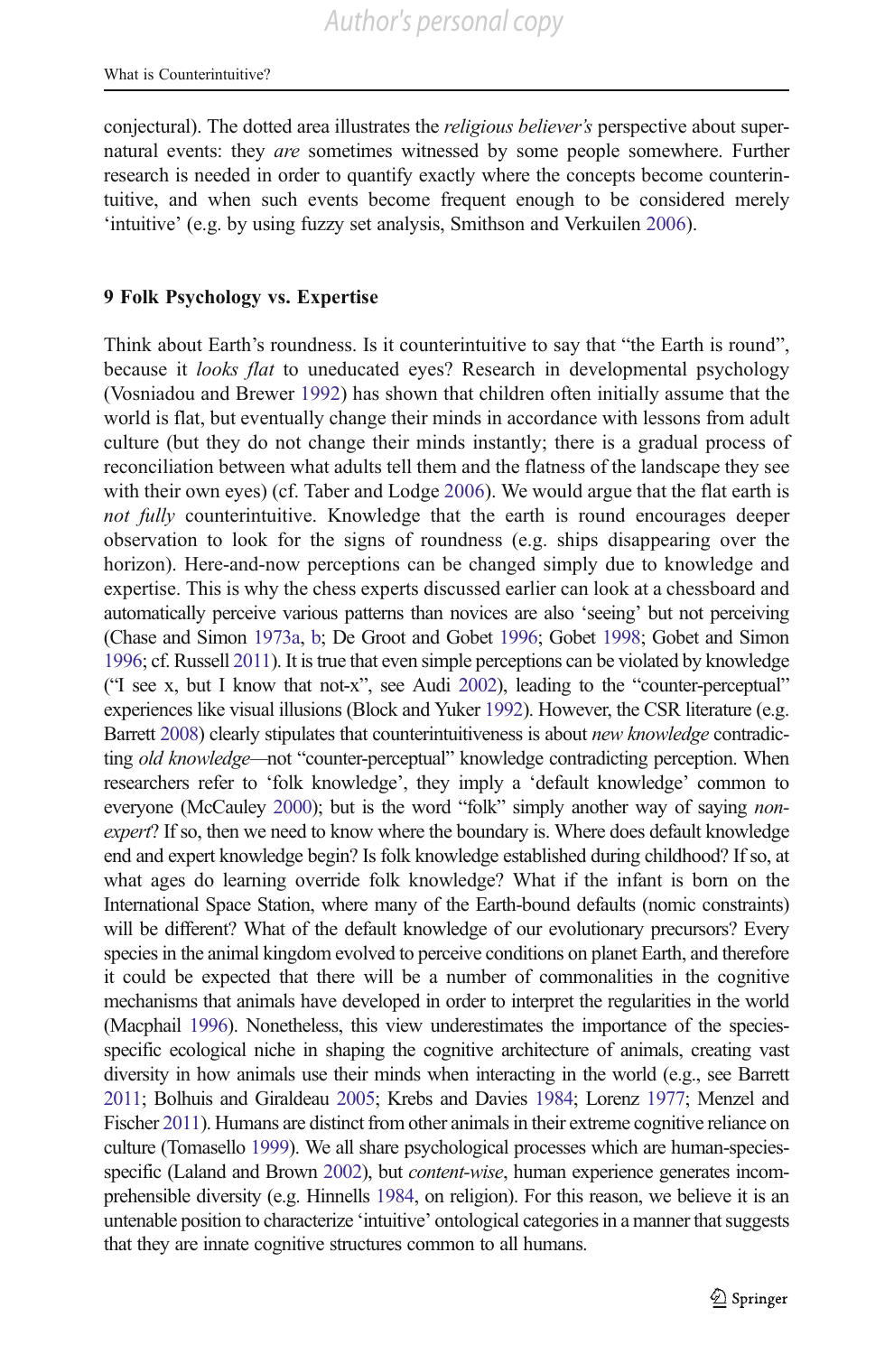conjectural). The dotted area illustrates the *religious believer's* perspective about supernatural events: they *are* sometimes witnessed by some people somewhere. Further research is needed in order to quantify exactly where the concepts become counterintuitive, and when such events become frequent enough to be considered merely 'intuitive' (e.g. by using fuzzy set analysis, Smithson and Verkuilen 2006).

## 9 Folk Psychology vs. Expertise

Think about Earth's roundness. Is it counterintuitive to say that "the Earth is round", because it *looks flat* to uneducated eyes? Research in developmental psychology (Vosniadou and Brewer 1992) has shown that children often initially assume that the world is flat, but eventually change their minds in accordance with lessons from adult culture (but they do not change their minds instantly; there is a gradual process of reconciliation between what adults tell them and the flatness of the landscape they see with their own eyes) (cf. Taber and Lodge 2006). We would argue that the flat earth is *not fully* counterintuitive. Knowledge that the earth is round encourages deeper observation to look for the signs of roundness (e.g. ships disappearing over the horizon). Here-and-now perceptions can be changed simply due to knowledge and expertise. This is why the chess experts discussed earlier can look at a chessboard and automatically perceive various patterns than novices are also 'seeing' but not perceiving (Chase and Simon 1973a, b; De Groot and Gobet 1996; Gobet 1998; Gobet and Simon 1996; cf. Russell 2011). It is true that even simple perceptions can be violated by knowledge ("I see x, but I know that not-x", see Audi 2002), leading to the "counter-perceptual" experiences like visual illusions (Block and Yuker 1992). However, the CSR literature (e.g. Barrett 2008) clearly stipulates that counterintuitiveness is about *new knowledge* contradicting *old knowledge*—not "counter-perceptual" knowledge contradicting perception. When researchers refer to 'folk knowledge', they imply a 'default knowledge' common to everyone (McCauley 2000); but is the word "folk" simply another way of saying *non-expert*? If so, then we need to know where the boundary is. Where does default knowledge end and expert knowledge begin? Is folk knowledge established during childhood? If so, at what ages do learning override folk knowledge? What if the infant is born on the International Space Station, where many of the Earth-bound defaults (nomic constraints) will be different? What of the default knowledge of our evolutionary precursors? Every species in the animal kingdom evolved to perceive conditions on planet Earth, and therefore it could be expected that there will be a number of commonalities in the cognitive mechanisms that animals have developed in order to interpret the regularities in the world (Macphail 1996). Nonetheless, this view underestimates the importance of the species-specific ecological niche in shaping the cognitive architecture of animals, creating vast diversity in how animals use their minds when interacting in the world (e.g., see Barrett 2011; Bolhuis and Giraldeau 2005; Krebs and Davies 1984; Lorenz 1977; Menzel and Fischer 2011). Humans are distinct from other animals in their extreme cognitive reliance on culture (Tomasello 1999). We all share psychological processes which are human-species-specific (Laland and Brown 2002), but *content-wise*, human experience generates incomprehensible diversity (e.g. Hinnells 1984, on religion). For this reason, we believe it is an untenable position to characterize 'intuitive' ontological categories in a manner that suggests that they are innate cognitive structures common to all humans.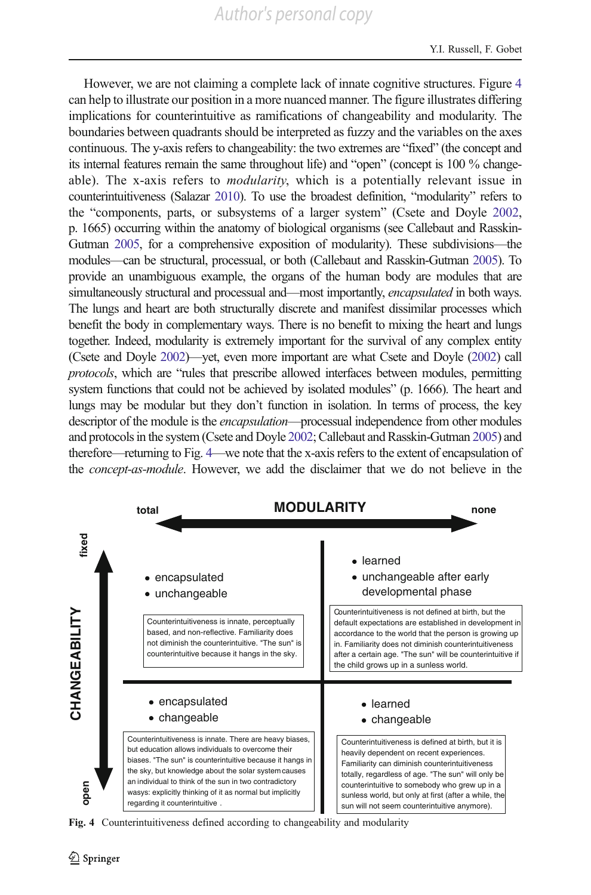However, we are not claiming a complete lack of innate cognitive structures. Figure 4 can help to illustrate our position in a more nuanced manner. The figure illustrates differing implications for counterintuitive as ramifications of changeability and modularity. The boundaries between quadrants should be interpreted as fuzzy and the variables on the axes continuous. The y-axis refers to changeability: the two extremes are "fixed" (the concept and its internal features remain the same throughout life) and "open" (concept is 100 % changeable). The x-axis refers to *modularity*, which is a potentially relevant issue in counterintuitiveness (Salazar 2010). To use the broadest definition, "modularity" refers to the "components, parts, or subsystems of a larger system" (Csete and Doyle 2002, p. 1665) occurring within the anatomy of biological organisms (see Callebaut and Rasskin-Gutman 2005, for a comprehensive exposition of modularity). These subdivisions—the modules—can be structural, processual, or both (Callebaut and Rasskin-Gutman 2005). To provide an unambiguous example, the organs of the human body are modules that are simultaneously structural and processual and—most importantly, *encapsulated* in both ways. The lungs and heart are both structurally discrete and manifest dissimilar processes which benefit the body in complementary ways. There is no benefit to mixing the heart and lungs together. Indeed, modularity is extremely important for the survival of any complex entity (Csete and Doyle 2002)—yet, even more important are what Csete and Doyle (2002) call *protocols*, which are "rules that prescribe allowed interfaces between modules, permitting system functions that could not be achieved by isolated modules" (p. 1666). The heart and lungs may be modular but they don't function in isolation. In terms of process, the key descriptor of the module is the *encapsulation*—processual independence from other modules and protocols in the system (Csete and Doyle 2002; Callebaut and Rasskin-Gutman 2005) and therefore—returning to Fig. 4—we note that the x-axis refers to the extent of encapsulation of the *concept-as-module*. However, we add the disclaimer that we do not believe in the

| CHANGEABILITY \ MODULARITY | total | none |
|---|---|---|
| fixed | • encapsulated<br>• unchangeable<br><br>Counterintuitiveness is innate, perceptually based, and non-reflective. Familiarity does not diminish the counterintuitive. "The sun" is counterintuitive because it hangs in the sky. | • learned<br>• unchangeable after early developmental phase<br><br>Counterintuitiveness is not defined at birth, but the default expectations are established in development in accordance to the world that the person is growing up in. Familiarity does not diminish counterintuitiveness after a certain age. "The sun" will be counterintuitive if the child grows up in a sunless world. |
| open | • encapsulated<br>• changeable<br><br>Counterintuitiveness is innate. There are heavy biases, but education allows individuals to overcome their biases. "The sun" is counterintuitive because it hangs in the sky, but knowledge about the solar system causes an individual to think of the sun in two contradictory wasys: explicitly thinking of it as normal but implicitly regarding it counterintuitive . | • learned<br>• changeable<br><br>Counterintuitiveness is defined at birth, but it is heavily dependent on recent experiences. Familiarity can diminish counterintuitiveness totally, regardless of age. "The sun" will only be counterintuitive to somebody who grew up in a sunless world, but only at first (after a while, the sun will not seem counterintuitive anymore). |

**Fig. 4** Counterintuitiveness defined according to changeability and modularity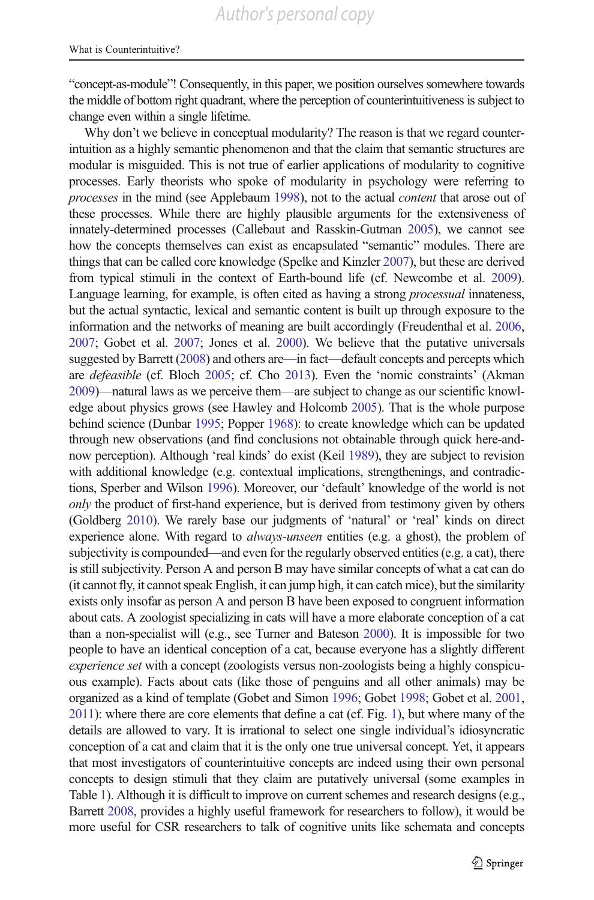"concept-as-module"! Consequently, in this paper, we position ourselves somewhere towards the middle of bottom right quadrant, where the perception of counterintuitiveness is subject to change even within a single lifetime.

Why don't we believe in conceptual modularity? The reason is that we regard counter-intuition as a highly semantic phenomenon and that the claim that semantic structures are modular is misguided. This is not true of earlier applications of modularity to cognitive processes. Early theorists who spoke of modularity in psychology were referring to *processes* in the mind (see Applebaum 1998), not to the actual *content* that arose out of these processes. While there are highly plausible arguments for the extensiveness of innately-determined processes (Callebaut and Rasskin-Gutman 2005), we cannot see how the concepts themselves can exist as encapsulated "semantic" modules. There are things that can be called core knowledge (Spelke and Kinzler 2007), but these are derived from typical stimuli in the context of Earth-bound life (cf. Newcombe et al. 2009). Language learning, for example, is often cited as having a strong *processual* innateness, but the actual syntactic, lexical and semantic content is built up through exposure to the information and the networks of meaning are built accordingly (Freudenthal et al. 2006, 2007; Gobet et al. 2007; Jones et al. 2000). We believe that the putative universals suggested by Barrett (2008) and others are—in fact—default concepts and percepts which are *defeasible* (cf. Bloch 2005; cf. Cho 2013). Even the 'nomic constraints' (Akman 2009)—natural laws as we perceive them—are subject to change as our scientific knowledge about physics grows (see Hawley and Holcomb 2005). That is the whole purpose behind science (Dunbar 1995; Popper 1968): to create knowledge which can be updated through new observations (and find conclusions not obtainable through quick here-and-now perception). Although 'real kinds' do exist (Keil 1989), they are subject to revision with additional knowledge (e.g. contextual implications, strengthenings, and contradictions, Sperber and Wilson 1996). Moreover, our 'default' knowledge of the world is not *only* the product of first-hand experience, but is derived from testimony given by others (Goldberg 2010). We rarely base our judgments of 'natural' or 'real' kinds on direct experience alone. With regard to *always-unseen* entities (e.g. a ghost), the problem of subjectivity is compounded—and even for the regularly observed entities (e.g. a cat), there is still subjectivity. Person A and person B may have similar concepts of what a cat can do (it cannot fly, it cannot speak English, it can jump high, it can catch mice), but the similarity exists only insofar as person A and person B have been exposed to congruent information about cats. A zoologist specializing in cats will have a more elaborate conception of a cat than a non-specialist will (e.g., see Turner and Bateson 2000). It is impossible for two people to have an identical conception of a cat, because everyone has a slightly different *experience set* with a concept (zoologists versus non-zoologists being a highly conspicuous example). Facts about cats (like those of penguins and all other animals) may be organized as a kind of template (Gobet and Simon 1996; Gobet 1998; Gobet et al. 2001, 2011): where there are core elements that define a cat (cf. Fig. 1), but where many of the details are allowed to vary. It is irrational to select one single individual's idiosyncratic conception of a cat and claim that it is the only one true universal concept. Yet, it appears that most investigators of counterintuitive concepts are indeed using their own personal concepts to design stimuli that they claim are putatively universal (some examples in Table 1). Although it is difficult to improve on current schemes and research designs (e.g., Barrett 2008, provides a highly useful framework for researchers to follow), it would be more useful for CSR researchers to talk of cognitive units like schemata and concepts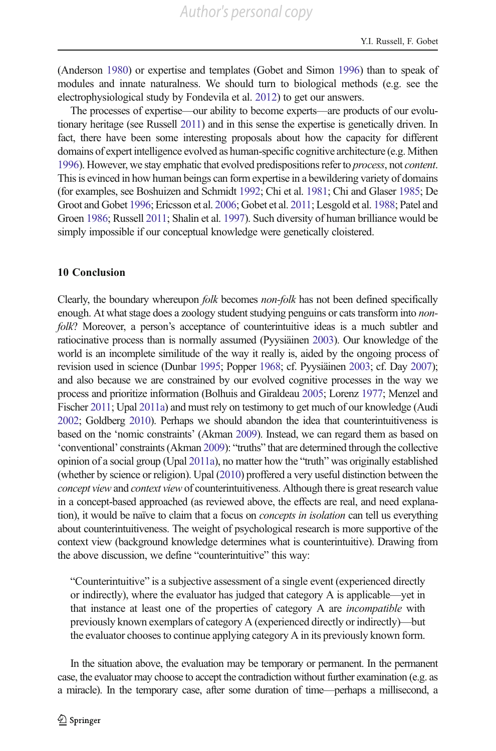(Anderson 1980) or expertise and templates (Gobet and Simon 1996) than to speak of modules and innate naturalness. We should turn to biological methods (e.g. see the electrophysiological study by Fondevila et al. 2012) to get our answers.

The processes of expertise—our ability to become experts—are products of our evolutionary heritage (see Russell 2011) and in this sense the expertise is genetically driven. In fact, there have been some interesting proposals about how the capacity for different domains of expert intelligence evolved as human-specific cognitive architecture (e.g. Mithen 1996). However, we stay emphatic that evolved predispositions refer to *process*, not *content*. This is evinced in how human beings can form expertise in a bewildering variety of domains (for examples, see Boshuizen and Schmidt 1992; Chi et al. 1981; Chi and Glaser 1985; De Groot and Gobet 1996; Ericsson et al. 2006; Gobet et al. 2011; Lesgold et al. 1988; Patel and Groen 1986; Russell 2011; Shalin et al. 1997). Such diversity of human brilliance would be simply impossible if our conceptual knowledge were genetically cloistered.

## 10 Conclusion

Clearly, the boundary whereupon *folk* becomes *non-folk* has not been defined specifically enough. At what stage does a zoology student studying penguins or cats transform into *non-folk*? Moreover, a person's acceptance of counterintuitive ideas is a much subtler and ratiocinative process than is normally assumed (Pyysiäinen 2003). Our knowledge of the world is an incomplete similitude of the way it really is, aided by the ongoing process of revision used in science (Dunbar 1995; Popper 1968; cf. Pyysiäinen 2003; cf. Day 2007); and also because we are constrained by our evolved cognitive processes in the way we process and prioritize information (Bolhuis and Giraldeau 2005; Lorenz 1977; Menzel and Fischer 2011; Upal 2011a) and must rely on testimony to get much of our knowledge (Audi 2002; Goldberg 2010). Perhaps we should abandon the idea that counterintuitiveness is based on the 'nomic constraints' (Akman 2009). Instead, we can regard them as based on 'conventional' constraints (Akman 2009): "truths" that are determined through the collective opinion of a social group (Upal 2011a), no matter how the "truth" was originally established (whether by science or religion). Upal (2010) proffered a very useful distinction between the *concept view* and *context view* of counterintuitiveness. Although there is great research value in a concept-based approached (as reviewed above, the effects are real, and need explanation), it would be naïve to claim that a focus on *concepts in isolation* can tell us everything about counterintuitiveness. The weight of psychological research is more supportive of the context view (background knowledge determines what is counterintuitive). Drawing from the above discussion, we define "counterintuitive" this way:

> "Counterintuitive" is a subjective assessment of a single event (experienced directly or indirectly), where the evaluator has judged that category A is applicable—yet in that instance at least one of the properties of category A are *incompatible* with previously known exemplars of category A (experienced directly or indirectly)—but the evaluator chooses to continue applying category A in its previously known form.

In the situation above, the evaluation may be temporary or permanent. In the permanent case, the evaluator may choose to accept the contradiction without further examination (e.g. as a miracle). In the temporary case, after some duration of time—perhaps a millisecond, a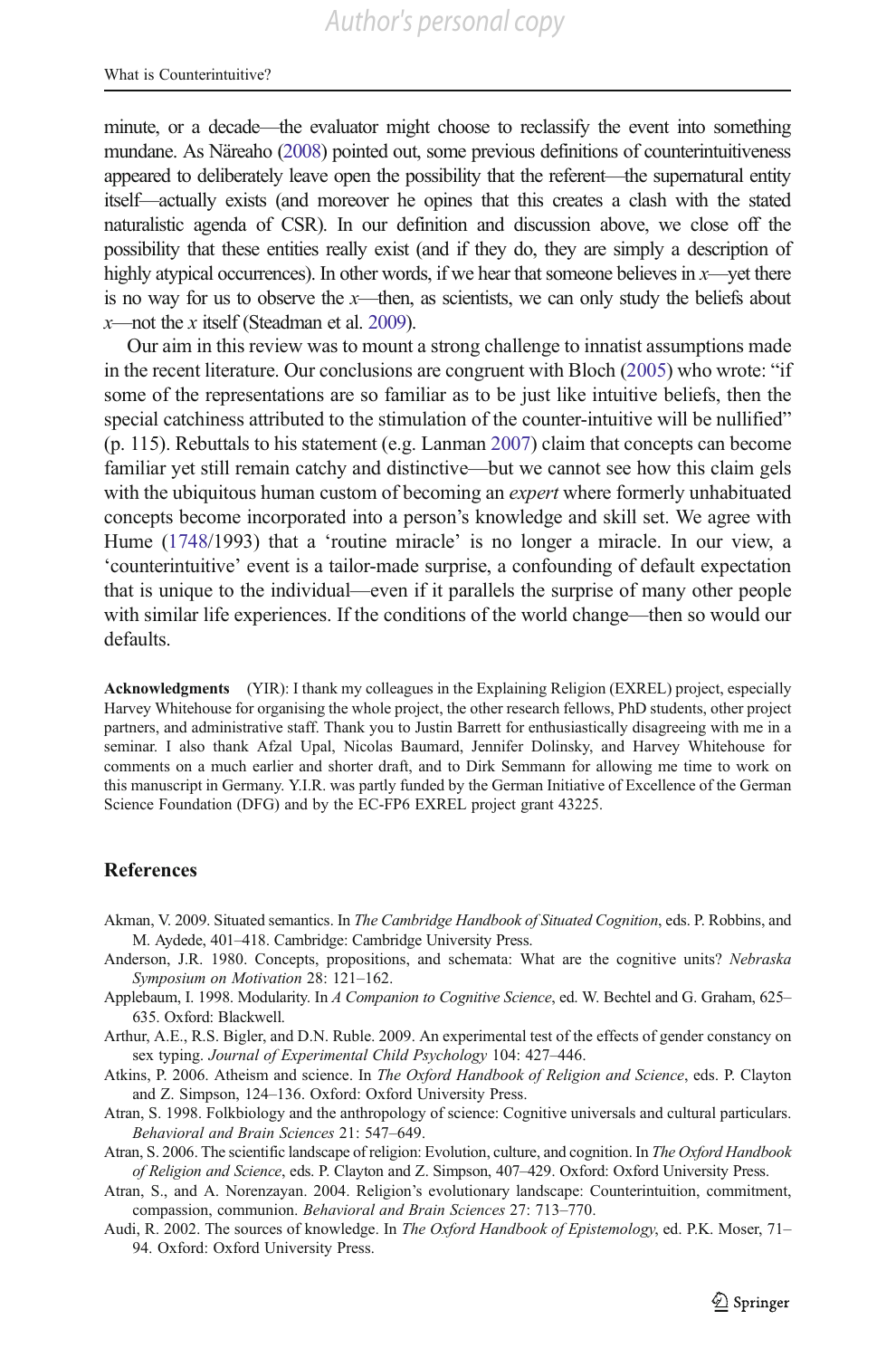minute, or a decade—the evaluator might choose to reclassify the event into something mundane. As Näreaho (2008) pointed out, some previous definitions of counterintuitiveness appeared to deliberately leave open the possibility that the referent—the supernatural entity itself—actually exists (and moreover he opines that this creates a clash with the stated naturalistic agenda of CSR). In our definition and discussion above, we close off the possibility that these entities really exist (and if they do, they are simply a description of highly atypical occurrences). In other words, if we hear that someone believes in *x*—yet there is no way for us to observe the *x*—then, as scientists, we can only study the beliefs about *x*—not the *x* itself (Steadman et al. 2009).

Our aim in this review was to mount a strong challenge to innatist assumptions made in the recent literature. Our conclusions are congruent with Bloch (2005) who wrote: "if some of the representations are so familiar as to be just like intuitive beliefs, then the special catchiness attributed to the stimulation of the counter-intuitive will be nullified" (p. 115). Rebuttals to his statement (e.g. Lanman 2007) claim that concepts can become familiar yet still remain catchy and distinctive—but we cannot see how this claim gels with the ubiquitous human custom of becoming an *expert* where formerly unhabituated concepts become incorporated into a person's knowledge and skill set. We agree with Hume (1748/1993) that a 'routine miracle' is no longer a miracle. In our view, a 'counterintuitive' event is a tailor-made surprise, a confounding of default expectation that is unique to the individual—even if it parallels the surprise of many other people with similar life experiences. If the conditions of the world change—then so would our defaults.

**Acknowledgments** (YIR): I thank my colleagues in the Explaining Religion (EXREL) project, especially Harvey Whitehouse for organising the whole project, the other research fellows, PhD students, other project partners, and administrative staff. Thank you to Justin Barrett for enthusiastically disagreeing with me in a seminar. I also thank Afzal Upal, Nicolas Baumard, Jennifer Dolinsky, and Harvey Whitehouse for comments on a much earlier and shorter draft, and to Dirk Semmann for allowing me time to work on this manuscript in Germany. Y.I.R. was partly funded by the German Initiative of Excellence of the German Science Foundation (DFG) and by the EC-FP6 EXREL project grant 43225.

## References

Akman, V. 2009. Situated semantics. In *The Cambridge Handbook of Situated Cognition*, eds. P. Robbins, and M. Aydede, 401–418. Cambridge: Cambridge University Press.

Anderson, J.R. 1980. Concepts, propositions, and schemata: What are the cognitive units? *Nebraska Symposium on Motivation* 28: 121–162.

Applebaum, I. 1998. Modularity. In *A Companion to Cognitive Science*, ed. W. Bechtel and G. Graham, 625–635. Oxford: Blackwell.

Arthur, A.E., R.S. Bigler, and D.N. Ruble. 2009. An experimental test of the effects of gender constancy on sex typing. *Journal of Experimental Child Psychology* 104: 427–446.

Atkins, P. 2006. Atheism and science. In *The Oxford Handbook of Religion and Science*, eds. P. Clayton and Z. Simpson, 124–136. Oxford: Oxford University Press.

Atran, S. 1998. Folkbiology and the anthropology of science: Cognitive universals and cultural particulars. *Behavioral and Brain Sciences* 21: 547–649.

Atran, S. 2006. The scientific landscape of religion: Evolution, culture, and cognition. In *The Oxford Handbook of Religion and Science*, eds. P. Clayton and Z. Simpson, 407–429. Oxford: Oxford University Press.

Atran, S., and A. Norenzayan. 2004. Religion's evolutionary landscape: Counterintuition, commitment, compassion, communion. *Behavioral and Brain Sciences* 27: 713–770.

Audi, R. 2002. The sources of knowledge. In *The Oxford Handbook of Epistemology*, ed. P.K. Moser, 71–94. Oxford: Oxford University Press.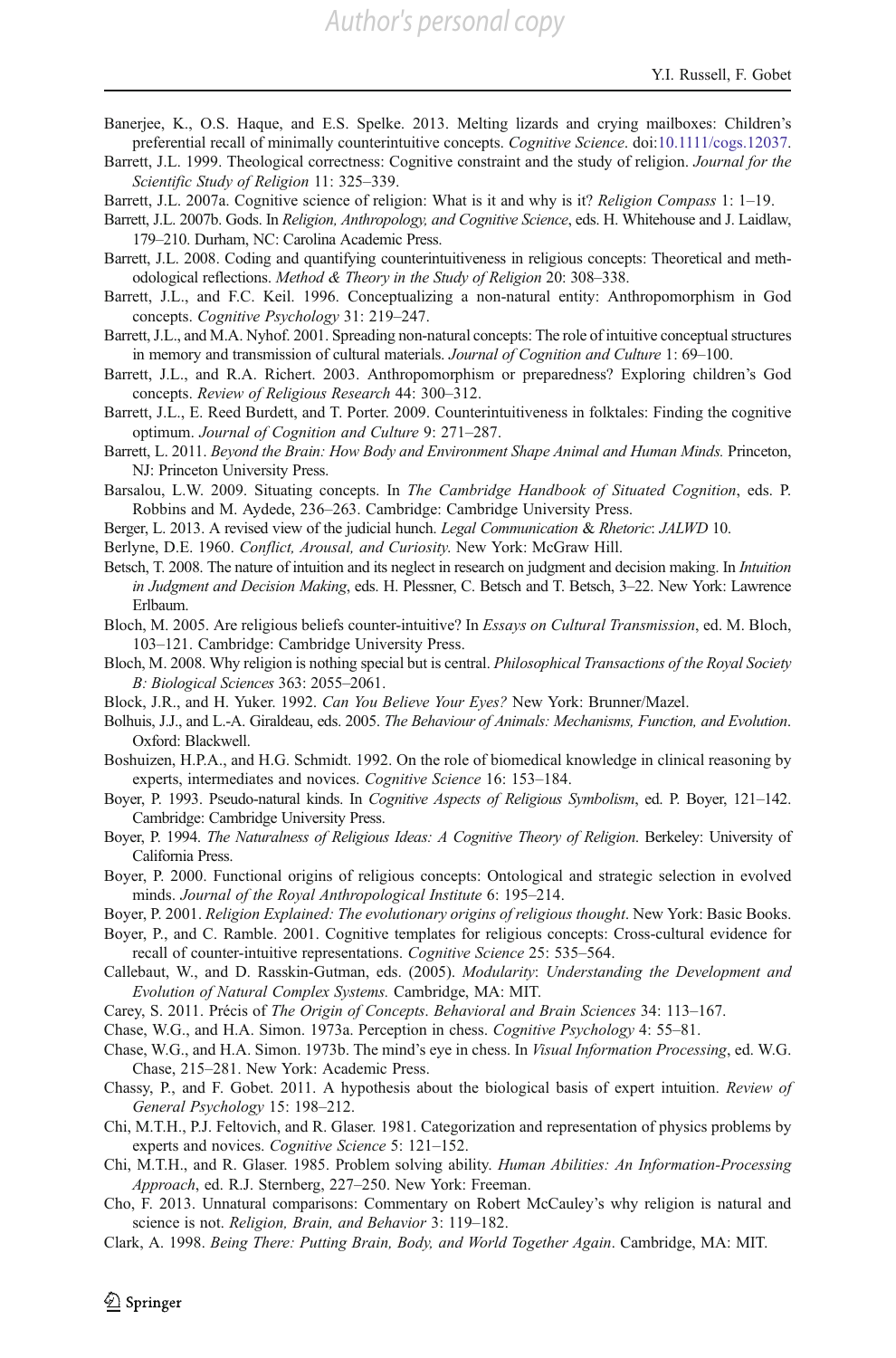Banerjee, K., O.S. Haque, and E.S. Spelke. 2013. Melting lizards and crying mailboxes: Children's preferential recall of minimally counterintuitive concepts. *Cognitive Science*. doi:10.1111/cogs.12037.

Barrett, J.L. 1999. Theological correctness: Cognitive constraint and the study of religion. *Journal for the Scientific Study of Religion* 11: 325–339.

Barrett, J.L. 2007a. Cognitive science of religion: What is it and why is it? *Religion Compass* 1: 1–19.

Barrett, J.L. 2007b. Gods. In *Religion, Anthropology, and Cognitive Science*, eds. H. Whitehouse and J. Laidlaw, 179–210. Durham, NC: Carolina Academic Press.

Barrett, J.L. 2008. Coding and quantifying counterintuitiveness in religious concepts: Theoretical and methodological reflections. *Method & Theory in the Study of Religion* 20: 308–338.

Barrett, J.L., and F.C. Keil. 1996. Conceptualizing a non-natural entity: Anthropomorphism in God concepts. *Cognitive Psychology* 31: 219–247.

Barrett, J.L., and M.A. Nyhof. 2001. Spreading non-natural concepts: The role of intuitive conceptual structures in memory and transmission of cultural materials. *Journal of Cognition and Culture* 1: 69–100.

Barrett, J.L., and R.A. Richert. 2003. Anthropomorphism or preparedness? Exploring children's God concepts. *Review of Religious Research* 44: 300–312.

Barrett, J.L., E. Reed Burdett, and T. Porter. 2009. Counterintuitiveness in folktales: Finding the cognitive optimum. *Journal of Cognition and Culture* 9: 271–287.

Barrett, L. 2011. *Beyond the Brain: How Body and Environment Shape Animal and Human Minds.* Princeton, NJ: Princeton University Press.

Barsalou, L.W. 2009. Situating concepts. In *The Cambridge Handbook of Situated Cognition*, eds. P. Robbins and M. Aydede, 236–263. Cambridge: Cambridge University Press.

Berger, L. 2013. A revised view of the judicial hunch. *Legal Communication & Rhetoric*: *JALWD* 10.

Berlyne, D.E. 1960. *Conflict, Arousal, and Curiosity.* New York: McGraw Hill.

Betsch, T. 2008. The nature of intuition and its neglect in research on judgment and decision making. In *Intuition in Judgment and Decision Making*, eds. H. Plessner, C. Betsch and T. Betsch, 3–22. New York: Lawrence Erlbaum.

Bloch, M. 2005. Are religious beliefs counter-intuitive? In *Essays on Cultural Transmission*, ed. M. Bloch, 103–121. Cambridge: Cambridge University Press.

Bloch, M. 2008. Why religion is nothing special but is central. *Philosophical Transactions of the Royal Society B: Biological Sciences* 363: 2055–2061.

Block, J.R., and H. Yuker. 1992. *Can You Believe Your Eyes?* New York: Brunner/Mazel.

Bolhuis, J.J., and L.-A. Giraldeau, eds. 2005. *The Behaviour of Animals: Mechanisms, Function, and Evolution*. Oxford: Blackwell.

Boshuizen, H.P.A., and H.G. Schmidt. 1992. On the role of biomedical knowledge in clinical reasoning by experts, intermediates and novices. *Cognitive Science* 16: 153–184.

Boyer, P. 1993. Pseudo-natural kinds. In *Cognitive Aspects of Religious Symbolism*, ed. P. Boyer, 121–142. Cambridge: Cambridge University Press.

Boyer, P. 1994. *The Naturalness of Religious Ideas: A Cognitive Theory of Religion*. Berkeley: University of California Press.

Boyer, P. 2000. Functional origins of religious concepts: Ontological and strategic selection in evolved minds. *Journal of the Royal Anthropological Institute* 6: 195–214.

Boyer, P. 2001. *Religion Explained: The evolutionary origins of religious thought*. New York: Basic Books.

Boyer, P., and C. Ramble. 2001. Cognitive templates for religious concepts: Cross-cultural evidence for recall of counter-intuitive representations. *Cognitive Science* 25: 535–564.

Callebaut, W., and D. Rasskin-Gutman, eds. (2005). *Modularity*: *Understanding the Development and Evolution of Natural Complex Systems.* Cambridge, MA: MIT.

Carey, S. 2011. Précis of *The Origin of Concepts*. *Behavioral and Brain Sciences* 34: 113–167.

Chase, W.G., and H.A. Simon. 1973a. Perception in chess. *Cognitive Psychology* 4: 55–81.

Chase, W.G., and H.A. Simon. 1973b. The mind's eye in chess. In *Visual Information Processing*, ed. W.G. Chase, 215–281. New York: Academic Press.

Chassy, P., and F. Gobet. 2011. A hypothesis about the biological basis of expert intuition. *Review of General Psychology* 15: 198–212.

Chi, M.T.H., P.J. Feltovich, and R. Glaser. 1981. Categorization and representation of physics problems by experts and novices. *Cognitive Science* 5: 121–152.

Chi, M.T.H., and R. Glaser. 1985. Problem solving ability. *Human Abilities: An Information-Processing Approach*, ed. R.J. Sternberg, 227–250. New York: Freeman.

Cho, F. 2013. Unnatural comparisons: Commentary on Robert McCauley's why religion is natural and science is not. *Religion, Brain, and Behavior* 3: 119–182.

Clark, A. 1998. *Being There: Putting Brain, Body, and World Together Again*. Cambridge, MA: MIT.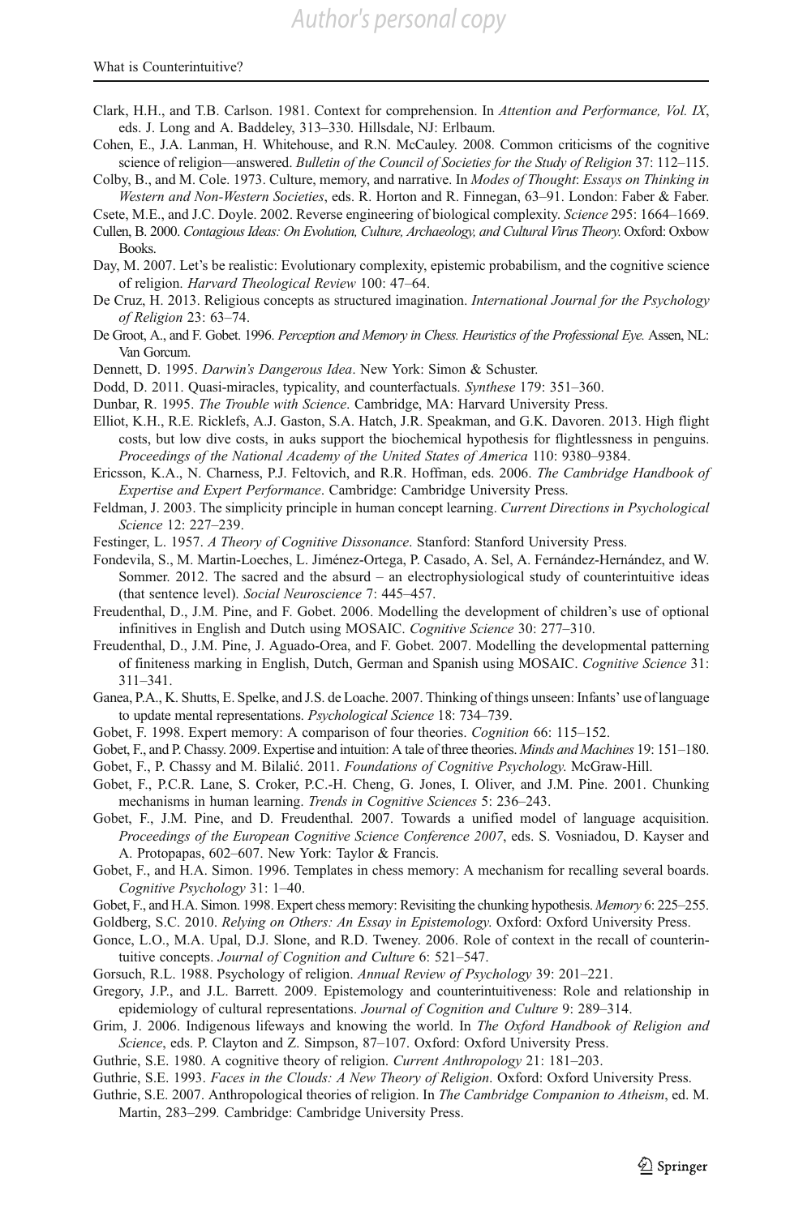Clark, H.H., and T.B. Carlson. 1981. Context for comprehension. In *Attention and Performance, Vol. IX*, eds. J. Long and A. Baddeley, 313–330. Hillsdale, NJ: Erlbaum.

Cohen, E., J.A. Lanman, H. Whitehouse, and R.N. McCauley. 2008. Common criticisms of the cognitive science of religion—answered. *Bulletin of the Council of Societies for the Study of Religion* 37: 112–115.

Colby, B., and M. Cole. 1973. Culture, memory, and narrative. In *Modes of Thought*: *Essays on Thinking in Western and Non-Western Societies*, eds. R. Horton and R. Finnegan, 63–91. London: Faber & Faber.

Csete, M.E., and J.C. Doyle. 2002. Reverse engineering of biological complexity. *Science* 295: 1664–1669.

Cullen, B. 2000. *Contagious Ideas: On Evolution, Culture, Archaeology, and Cultural Virus Theory*. Oxford: Oxbow Books.

Day, M. 2007. Let's be realistic: Evolutionary complexity, epistemic probabilism, and the cognitive science of religion. *Harvard Theological Review* 100: 47–64.

De Cruz, H. 2013. Religious concepts as structured imagination. *International Journal for the Psychology of Religion* 23: 63–74.

De Groot, A., and F. Gobet. 1996. *Perception and Memory in Chess. Heuristics of the Professional Eye.* Assen, NL: Van Gorcum.

Dennett, D. 1995. *Darwin's Dangerous Idea*. New York: Simon & Schuster.

Dodd, D. 2011. Quasi-miracles, typicality, and counterfactuals. *Synthese* 179: 351–360.

Dunbar, R. 1995. *The Trouble with Science*. Cambridge, MA: Harvard University Press.

Elliot, K.H., R.E. Ricklefs, A.J. Gaston, S.A. Hatch, J.R. Speakman, and G.K. Davoren. 2013. High flight costs, but low dive costs, in auks support the biochemical hypothesis for flightlessness in penguins. *Proceedings of the National Academy of the United States of America* 110: 9380–9384.

Ericsson, K.A., N. Charness, P.J. Feltovich, and R.R. Hoffman, eds. 2006. *The Cambridge Handbook of Expertise and Expert Performance*. Cambridge: Cambridge University Press.

Feldman, J. 2003. The simplicity principle in human concept learning. *Current Directions in Psychological Science* 12: 227–239.

Festinger, L. 1957. *A Theory of Cognitive Dissonance*. Stanford: Stanford University Press.

Fondevila, S., M. Martín-Loeches, L. Jiménez-Ortega, P. Casado, A. Sel, A. Fernández-Hernández, and W. Sommer. 2012. The sacred and the absurd – an electrophysiological study of counterintuitive ideas (that sentence level). *Social Neuroscience* 7: 445–457.

Freudenthal, D., J.M. Pine, and F. Gobet. 2006. Modelling the development of children's use of optional infinitives in English and Dutch using MOSAIC. *Cognitive Science* 30: 277–310.

Freudenthal, D., J.M. Pine, J. Aguado-Orea, and F. Gobet. 2007. Modelling the developmental patterning of finiteness marking in English, Dutch, German and Spanish using MOSAIC. *Cognitive Science* 31: 311–341.

Ganea, P.A., K. Shutts, E. Spelke, and J.S. de Loache. 2007. Thinking of things unseen: Infants' use of language to update mental representations. *Psychological Science* 18: 734–739.

Gobet, F. 1998. Expert memory: A comparison of four theories. *Cognition* 66: 115–152.

Gobet, F., and P. Chassy. 2009. Expertise and intuition: A tale of three theories. *Minds and Machines* 19: 151–180.

Gobet, F., P. Chassy and M. Bilalić. 2011. *Foundations of Cognitive Psychology.* McGraw-Hill.

Gobet, F., P.C.R. Lane, S. Croker, P.C.-H. Cheng, G. Jones, I. Oliver, and J.M. Pine. 2001. Chunking mechanisms in human learning. *Trends in Cognitive Sciences* 5: 236–243.

Gobet, F., J.M. Pine, and D. Freudenthal. 2007. Towards a unified model of language acquisition. *Proceedings of the European Cognitive Science Conference 2007*, eds. S. Vosniadou, D. Kayser and A. Protopapas, 602–607. New York: Taylor & Francis.

Gobet, F., and H.A. Simon. 1996. Templates in chess memory: A mechanism for recalling several boards. *Cognitive Psychology* 31: 1–40.

Gobet, F., and H.A. Simon. 1998. Expert chess memory: Revisiting the chunking hypothesis. *Memory* 6: 225–255.

Goldberg, S.C. 2010. *Relying on Others: An Essay in Epistemology*. Oxford: Oxford University Press.

Gonce, L.O., M.A. Upal, D.J. Slone, and R.D. Tweney. 2006. Role of context in the recall of counterintuitive concepts. *Journal of Cognition and Culture* 6: 521–547.

Gorsuch, R.L. 1988. Psychology of religion. *Annual Review of Psychology* 39: 201–221.

Gregory, J.P., and J.L. Barrett. 2009. Epistemology and counterintuitiveness: Role and relationship in epidemiology of cultural representations. *Journal of Cognition and Culture* 9: 289–314.

Grim, J. 2006. Indigenous lifeways and knowing the world. In *The Oxford Handbook of Religion and Science*, eds. P. Clayton and Z. Simpson, 87–107. Oxford: Oxford University Press.

Guthrie, S.E. 1980. A cognitive theory of religion. *Current Anthropology* 21: 181–203.

Guthrie, S.E. 1993. *Faces in the Clouds: A New Theory of Religion*. Oxford: Oxford University Press.

Guthrie, S.E. 2007. Anthropological theories of religion. In *The Cambridge Companion to Atheism*, ed. M. Martin, 283–299. Cambridge: Cambridge University Press.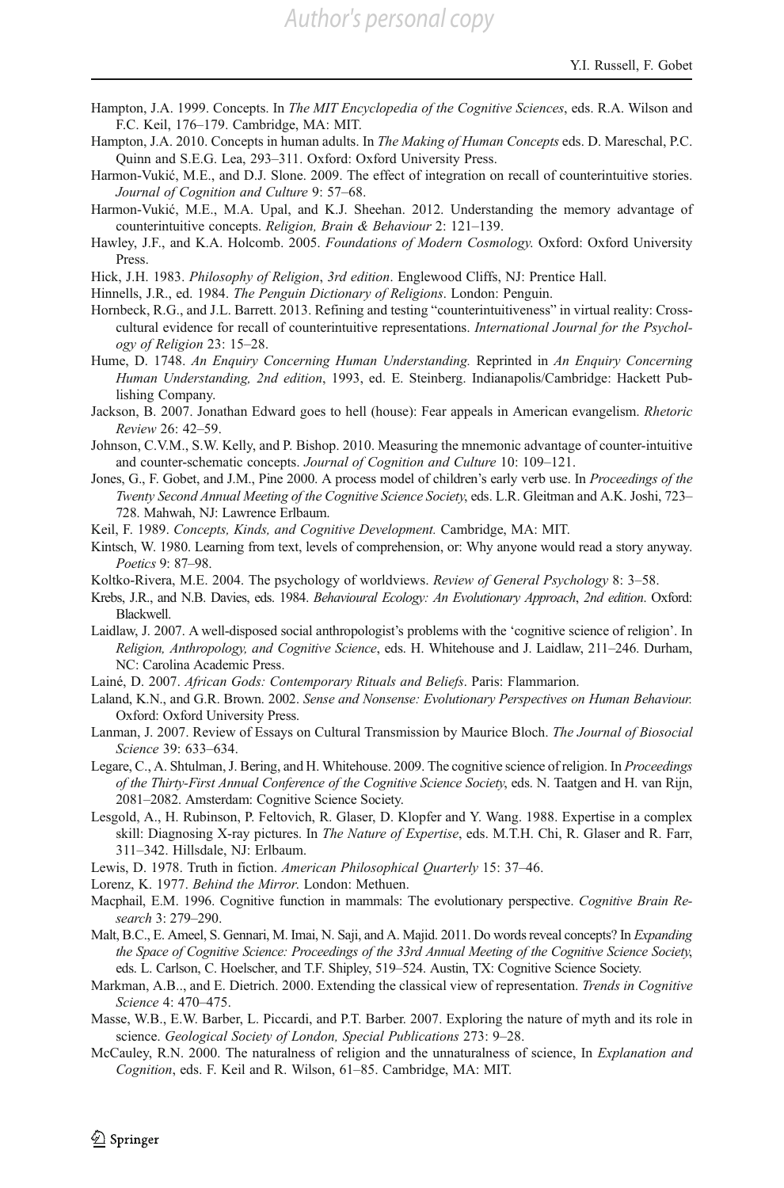Hampton, J.A. 1999. Concepts. In *The MIT Encyclopedia of the Cognitive Sciences*, eds. R.A. Wilson and F.C. Keil, 176–179. Cambridge, MA: MIT.

Hampton, J.A. 2010. Concepts in human adults. In *The Making of Human Concepts* eds. D. Mareschal, P.C. Quinn and S.E.G. Lea, 293–311. Oxford: Oxford University Press.

Harmon-Vukić, M.E., and D.J. Slone. 2009. The effect of integration on recall of counterintuitive stories. *Journal of Cognition and Culture* 9: 57–68.

Harmon-Vukić, M.E., M.A. Upal, and K.J. Sheehan. 2012. Understanding the memory advantage of counterintuitive concepts. *Religion, Brain & Behaviour* 2: 121–139.

Hawley, J.F., and K.A. Holcomb. 2005. *Foundations of Modern Cosmology.* Oxford: Oxford University Press.

Hick, J.H. 1983. *Philosophy of Religion*, *3rd edition*. Englewood Cliffs, NJ: Prentice Hall.

Hinnells, J.R., ed. 1984. *The Penguin Dictionary of Religions*. London: Penguin.

Hornbeck, R.G., and J.L. Barrett. 2013. Refining and testing "counterintuitiveness" in virtual reality: Cross-cultural evidence for recall of counterintuitive representations. *International Journal for the Psychology of Religion* 23: 15–28.

Hume, D. 1748. *An Enquiry Concerning Human Understanding.* Reprinted in *An Enquiry Concerning Human Understanding, 2nd edition*, 1993, ed. E. Steinberg. Indianapolis/Cambridge: Hackett Publishing Company.

Jackson, B. 2007. Jonathan Edward goes to hell (house): Fear appeals in American evangelism. *Rhetoric Review* 26: 42–59.

Johnson, C.V.M., S.W. Kelly, and P. Bishop. 2010. Measuring the mnemonic advantage of counter-intuitive and counter-schematic concepts. *Journal of Cognition and Culture* 10: 109–121.

Jones, G., F. Gobet, and J.M., Pine 2000. A process model of children's early verb use. In *Proceedings of the Twenty Second Annual Meeting of the Cognitive Science Society*, eds. L.R. Gleitman and A.K. Joshi, 723–728. Mahwah, NJ: Lawrence Erlbaum.

Keil, F. 1989. *Concepts, Kinds, and Cognitive Development.* Cambridge, MA: MIT.

Kintsch, W. 1980. Learning from text, levels of comprehension, or: Why anyone would read a story anyway. *Poetics* 9: 87–98.

Koltko-Rivera, M.E. 2004. The psychology of worldviews. *Review of General Psychology* 8: 3–58.

Krebs, J.R., and N.B. Davies, eds. 1984. *Behavioural Ecology: An Evolutionary Approach*, *2nd edition*. Oxford: Blackwell.

Laidlaw, J. 2007. A well-disposed social anthropologist's problems with the 'cognitive science of religion'. In *Religion, Anthropology, and Cognitive Science*, eds. H. Whitehouse and J. Laidlaw, 211–246. Durham, NC: Carolina Academic Press.

Lainé, D. 2007. *African Gods: Contemporary Rituals and Beliefs*. Paris: Flammarion.

Laland, K.N., and G.R. Brown. 2002. *Sense and Nonsense: Evolutionary Perspectives on Human Behaviour.* Oxford: Oxford University Press.

Lanman, J. 2007. Review of Essays on Cultural Transmission by Maurice Bloch. *The Journal of Biosocial Science* 39: 633–634.

Legare, C., A. Shtulman, J. Bering, and H. Whitehouse. 2009. The cognitive science of religion. In *Proceedings of the Thirty-First Annual Conference of the Cognitive Science Society*, eds. N. Taatgen and H. van Rijn, 2081–2082. Amsterdam: Cognitive Science Society.

Lesgold, A., H. Rubinson, P. Feltovich, R. Glaser, D. Klopfer and Y. Wang. 1988. Expertise in a complex skill: Diagnosing X-ray pictures. In *The Nature of Expertise*, eds. M.T.H. Chi, R. Glaser and R. Farr, 311–342. Hillsdale, NJ: Erlbaum.

Lewis, D. 1978. Truth in fiction. *American Philosophical Quarterly* 15: 37–46.

Lorenz, K. 1977. *Behind the Mirror.* London: Methuen.

Macphail, E.M. 1996. Cognitive function in mammals: The evolutionary perspective. *Cognitive Brain Research* 3: 279–290.

Malt, B.C., E. Ameel, S. Gennari, M. Imai, N. Saji, and A. Majid. 2011. Do words reveal concepts? In *Expanding the Space of Cognitive Science: Proceedings of the 33rd Annual Meeting of the Cognitive Science Society*, eds. L. Carlson, C. Hoelscher, and T.F. Shipley, 519–524. Austin, TX: Cognitive Science Society.

Markman, A.B.., and E. Dietrich. 2000. Extending the classical view of representation. *Trends in Cognitive Science* 4: 470–475.

Masse, W.B., E.W. Barber, L. Piccardi, and P.T. Barber. 2007. Exploring the nature of myth and its role in science. *Geological Society of London, Special Publications* 273: 9–28.

McCauley, R.N. 2000. The naturalness of religion and the unnaturalness of science, In *Explanation and Cognition*, eds. F. Keil and R. Wilson, 61–85. Cambridge, MA: MIT.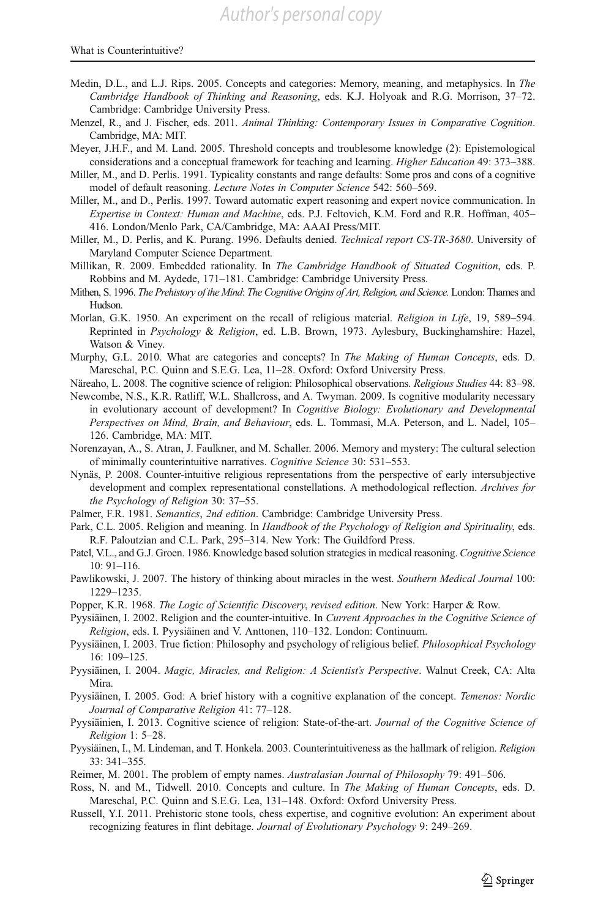Medin, D.L., and L.J. Rips. 2005. Concepts and categories: Memory, meaning, and metaphysics. In *The Cambridge Handbook of Thinking and Reasoning*, eds. K.J. Holyoak and R.G. Morrison, 37–72. Cambridge: Cambridge University Press.

Menzel, R., and J. Fischer, eds. 2011. *Animal Thinking: Contemporary Issues in Comparative Cognition*. Cambridge, MA: MIT.

Meyer, J.H.F., and M. Land. 2005. Threshold concepts and troublesome knowledge (2): Epistemological considerations and a conceptual framework for teaching and learning. *Higher Education* 49: 373–388.

Miller, M., and D. Perlis. 1991. Typicality constants and range defaults: Some pros and cons of a cognitive model of default reasoning. *Lecture Notes in Computer Science* 542: 560–569.

Miller, M., and D., Perlis. 1997. Toward automatic expert reasoning and expert novice communication. In *Expertise in Context: Human and Machine*, eds. P.J. Feltovich, K.M. Ford and R.R. Hoffman, 405–416. London/Menlo Park, CA/Cambridge, MA: AAAI Press/MIT.

Miller, M., D. Perlis, and K. Purang. 1996. Defaults denied. *Technical report CS-TR-3680*. University of Maryland Computer Science Department.

Millikan, R. 2009. Embedded rationality. In *The Cambridge Handbook of Situated Cognition*, eds. P. Robbins and M. Aydede, 171–181. Cambridge: Cambridge University Press.

Mithen, S. 1996. *The Prehistory of the Mind: The Cognitive Origins of Art, Religion, and Science.* London: Thames and Hudson.

Morlan, G.K. 1950. An experiment on the recall of religious material. *Religion in Life*, 19, 589–594. Reprinted in *Psychology* & *Religion*, ed. L.B. Brown, 1973. Aylesbury, Buckinghamshire: Hazel, Watson & Viney.

Murphy, G.L. 2010. What are categories and concepts? In *The Making of Human Concepts*, eds. D. Mareschal, P.C. Quinn and S.E.G. Lea, 11–28. Oxford: Oxford University Press.

Näreaho, L. 2008. The cognitive science of religion: Philosophical observations. *Religious Studies* 44: 83–98.

Newcombe, N.S., K.R. Ratliff, W.L. Shallcross, and A. Twyman. 2009. Is cognitive modularity necessary in evolutionary account of development? In *Cognitive Biology: Evolutionary and Developmental Perspectives on Mind, Brain, and Behaviour*, eds. L. Tommasi, M.A. Peterson, and L. Nadel, 105–126. Cambridge, MA: MIT.

Norenzayan, A., S. Atran, J. Faulkner, and M. Schaller. 2006. Memory and mystery: The cultural selection of minimally counterintuitive narratives. *Cognitive Science* 30: 531–553.

Nynäs, P. 2008. Counter-intuitive religious representations from the perspective of early intersubjective development and complex representational constellations. A methodological reflection. *Archives for the Psychology of Religion* 30: 37–55.

Palmer, F.R. 1981. *Semantics*, *2nd edition*. Cambridge: Cambridge University Press.

Park, C.L. 2005. Religion and meaning. In *Handbook of the Psychology of Religion and Spirituality*, eds. R.F. Paloutzian and C.L. Park, 295–314. New York: The Guildford Press.

Patel, V.L., and G.J. Groen. 1986. Knowledge based solution strategies in medical reasoning. *Cognitive Science* 10: 91–116.

Pawlikowski, J. 2007. The history of thinking about miracles in the west. *Southern Medical Journal* 100: 1229–1235.

Popper, K.R. 1968. *The Logic of Scientific Discovery*, *revised edition*. New York: Harper & Row.

Pyysiäinen, I. 2002. Religion and the counter-intuitive. In *Current Approaches in the Cognitive Science of Religion*, eds. I. Pyysiäinen and V. Anttonen, 110–132. London: Continuum.

Pyysiäinen, I. 2003. True fiction: Philosophy and psychology of religious belief. *Philosophical Psychology* 16: 109–125.

Pyysiäinen, I. 2004. *Magic, Miracles, and Religion: A Scientist's Perspective*. Walnut Creek, CA: Alta Mira.

Pyysiäinen, I. 2005. God: A brief history with a cognitive explanation of the concept. *Temenos: Nordic Journal of Comparative Religion* 41: 77–128.

Pyysiäinien, I. 2013. Cognitive science of religion: State-of-the-art. *Journal of the Cognitive Science of Religion* 1: 5–28.

Pyysiäinen, I., M. Lindeman, and T. Honkela. 2003. Counterintuitiveness as the hallmark of religion. *Religion* 33: 341–355.

Reimer, M. 2001. The problem of empty names. *Australasian Journal of Philosophy* 79: 491–506.

Ross, N. and M., Tidwell. 2010. Concepts and culture. In *The Making of Human Concepts*, eds. D. Mareschal, P.C. Quinn and S.E.G. Lea, 131–148. Oxford: Oxford University Press.

Russell, Y.I. 2011. Prehistoric stone tools, chess expertise, and cognitive evolution: An experiment about recognizing features in flint debitage. *Journal of Evolutionary Psychology* 9: 249–269.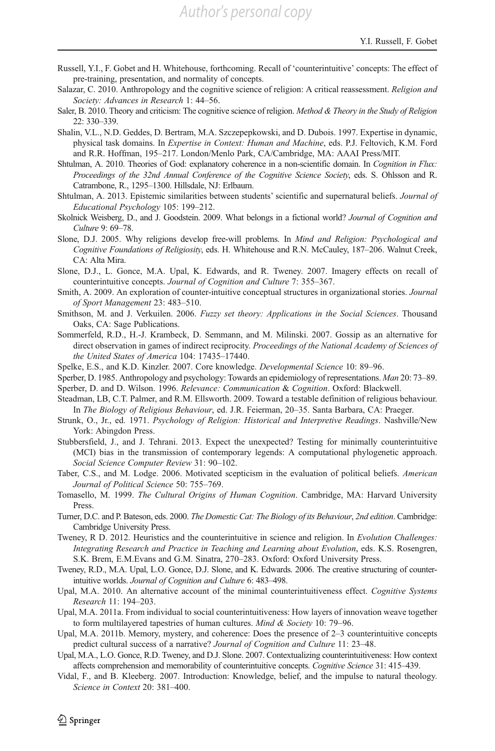Russell, Y.I., F. Gobet and H. Whitehouse, forthcoming. Recall of 'counterintuitive' concepts: The effect of pre-training, presentation, and normality of concepts.

Salazar, C. 2010. Anthropology and the cognitive science of religion: A critical reassessment. *Religion and Society: Advances in Research* 1: 44–56.

Saler, B. 2010. Theory and criticism: The cognitive science of religion. *Method & Theory in the Study of Religion* 22: 330–339.

Shalin, V.L., N.D. Geddes, D. Bertram, M.A. Szczepepkowski, and D. Dubois. 1997. Expertise in dynamic, physical task domains. In *Expertise in Context: Human and Machine*, eds. P.J. Feltovich, K.M. Ford and R.R. Hoffman, 195–217. London/Menlo Park, CA/Cambridge, MA: AAAI Press/MIT.

Shtulman, A. 2010. Theories of God: explanatory coherence in a non-scientific domain. In *Cognition in Flux: Proceedings of the 32nd Annual Conference of the Cognitive Science Society*, eds. S. Ohlsson and R. Catrambone, R., 1295–1300. Hillsdale, NJ: Erlbaum.

Shtulman, A. 2013. Epistemic similarities between students' scientific and supernatural beliefs. *Journal of Educational Psychology* 105: 199–212.

Skolnick Weisberg, D., and J. Goodstein. 2009. What belongs in a fictional world? *Journal of Cognition and Culture* 9: 69–78.

Slone, D.J. 2005. Why religions develop free-will problems. In *Mind and Religion: Psychological and Cognitive Foundations of Religiosity*, eds. H. Whitehouse and R.N. McCauley, 187–206. Walnut Creek, CA: Alta Mira.

Slone, D.J., L. Gonce, M.A. Upal, K. Edwards, and R. Tweney. 2007. Imagery effects on recall of counterintuitive concepts. *Journal of Cognition and Culture* 7: 355–367.

Smith, A. 2009. An exploration of counter-intuitive conceptual structures in organizational stories. *Journal of Sport Management* 23: 483–510.

Smithson, M. and J. Verkuilen. 2006. *Fuzzy set theory: Applications in the Social Sciences*. Thousand Oaks, CA: Sage Publications.

Sommerfeld, R.D., H.-J. Krambeck, D. Semmann, and M. Milinski. 2007. Gossip as an alternative for direct observation in games of indirect reciprocity. *Proceedings of the National Academy of Sciences of the United States of America* 104: 17435–17440.

Spelke, E.S., and K.D. Kinzler. 2007. Core knowledge. *Developmental Science* 10: 89–96.

Sperber, D. 1985. Anthropology and psychology: Towards an epidemiology of representations. *Man* 20: 73–89.

Sperber, D. and D. Wilson. 1996. *Relevance: Communication & Cognition*. Oxford: Blackwell.

Steadman, LB, C.T. Palmer, and R.M. Ellsworth. 2009. Toward a testable definition of religious behaviour. In *The Biology of Religious Behaviour*, ed. J.R. Feierman, 20–35. Santa Barbara, CA: Praeger.

Strunk, O., Jr., ed. 1971. *Psychology of Religion: Historical and Interpretive Readings*. Nashville/New York: Abingdon Press.

Stubbersfield, J., and J. Tehrani. 2013. Expect the unexpected? Testing for minimally counterintuitive (MCI) bias in the transmission of contemporary legends: A computational phylogenetic approach. *Social Science Computer Review* 31: 90–102.

Taber, C.S., and M. Lodge. 2006. Motivated scepticism in the evaluation of political beliefs. *American Journal of Political Science* 50: 755–769.

Tomasello, M. 1999. *The Cultural Origins of Human Cognition*. Cambridge, MA: Harvard University Press.

Turner, D.C. and P. Bateson, eds. 2000. *The Domestic Cat: The Biology of its Behaviour, 2nd edition*. Cambridge: Cambridge University Press.

Tweney, R D. 2012. Heuristics and the counterintuitive in science and religion. In *Evolution Challenges: Integrating Research and Practice in Teaching and Learning about Evolution*, eds. K.S. Rosengren, S.K. Brem, E.M.Evans and G.M. Sinatra, 270–283. Oxford: Oxford University Press.

Tweney, R.D., M.A. Upal, L.O. Gonce, D.J. Slone, and K. Edwards. 2006. The creative structuring of counter-intuitive worlds. *Journal of Cognition and Culture* 6: 483–498.

Upal, M.A. 2010. An alternative account of the minimal counterintuitiveness effect. *Cognitive Systems Research* 11: 194–203.

Upal, M.A. 2011a. From individual to social counterintuitiveness: How layers of innovation weave together to form multilayered tapestries of human cultures. *Mind & Society* 10: 79–96.

Upal, M.A. 2011b. Memory, mystery, and coherence: Does the presence of 2–3 counterintuitive concepts predict cultural success of a narrative? *Journal of Cognition and Culture* 11: 23–48.

Upal, M.A., L.O. Gonce, R.D. Tweney, and D.J. Slone. 2007. Contextualizing counterintuitiveness: How context affects comprehension and memorability of counterintuitive concepts. *Cognitive Science* 31: 415–439.

Vidal, F., and B. Kleeberg. 2007. Introduction: Knowledge, belief, and the impulse to natural theology. *Science in Context* 20: 381–400.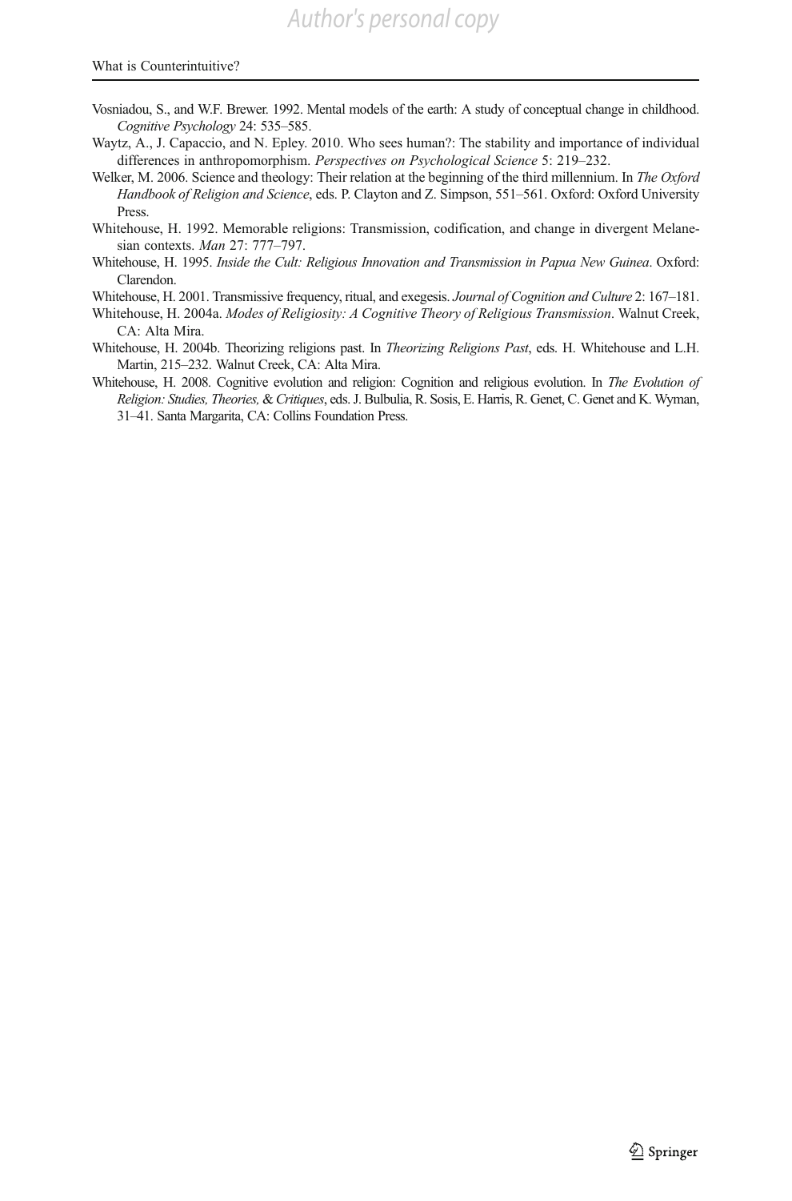Vosniadou, S., and W.F. Brewer. 1992. Mental models of the earth: A study of conceptual change in childhood. *Cognitive Psychology* 24: 535–585.

Waytz, A., J. Capaccio, and N. Epley. 2010. Who sees human?: The stability and importance of individual differences in anthropomorphism. *Perspectives on Psychological Science* 5: 219–232.

Welker, M. 2006. Science and theology: Their relation at the beginning of the third millennium. In *The Oxford Handbook of Religion and Science*, eds. P. Clayton and Z. Simpson, 551–561. Oxford: Oxford University Press.

Whitehouse, H. 1992. Memorable religions: Transmission, codification, and change in divergent Melanesian contexts. *Man* 27: 777–797.

Whitehouse, H. 1995. *Inside the Cult: Religious Innovation and Transmission in Papua New Guinea*. Oxford: Clarendon.

Whitehouse, H. 2001. Transmissive frequency, ritual, and exegesis. *Journal of Cognition and Culture* 2: 167–181.

Whitehouse, H. 2004a. *Modes of Religiosity: A Cognitive Theory of Religious Transmission*. Walnut Creek, CA: Alta Mira.

Whitehouse, H. 2004b. Theorizing religions past. In *Theorizing Religions Past*, eds. H. Whitehouse and L.H. Martin, 215–232. Walnut Creek, CA: Alta Mira.

Whitehouse, H. 2008. Cognitive evolution and religion: Cognition and religious evolution. In *The Evolution of Religion: Studies, Theories, & Critiques*, eds. J. Bulbulia, R. Sosis, E. Harris, R. Genet, C. Genet and K. Wyman, 31–41. Santa Margarita, CA: Collins Foundation Press.